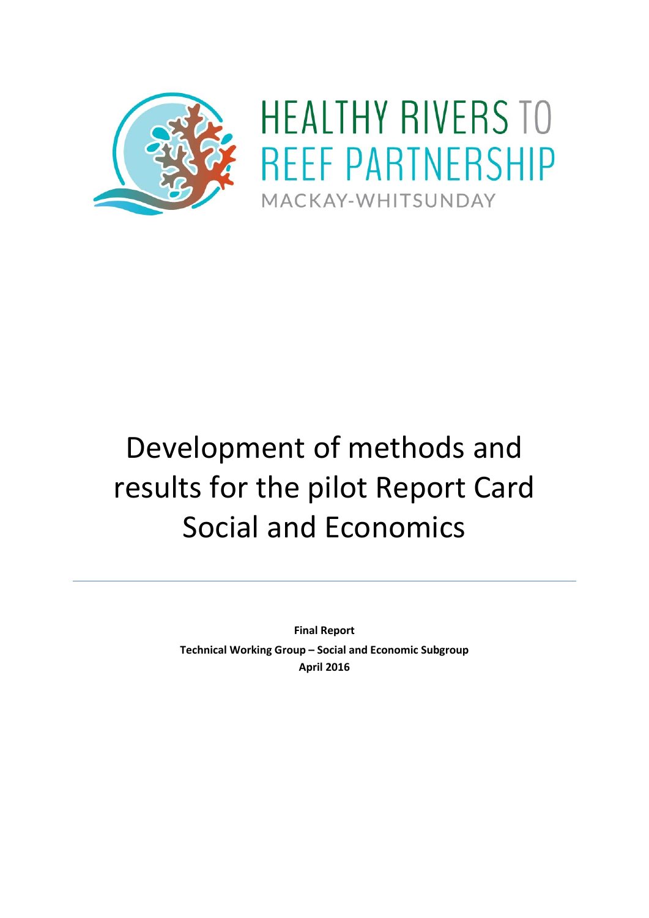HEALTHY RIVERS TO REEF PARTNERSHIP

MACKAY-WHITSUNDAY

# Development of methods and results for the pilot Report Card Social and Economics

---

**Final Report**

**Technical Working Group – Social and Economic Subgroup**

**April 2016**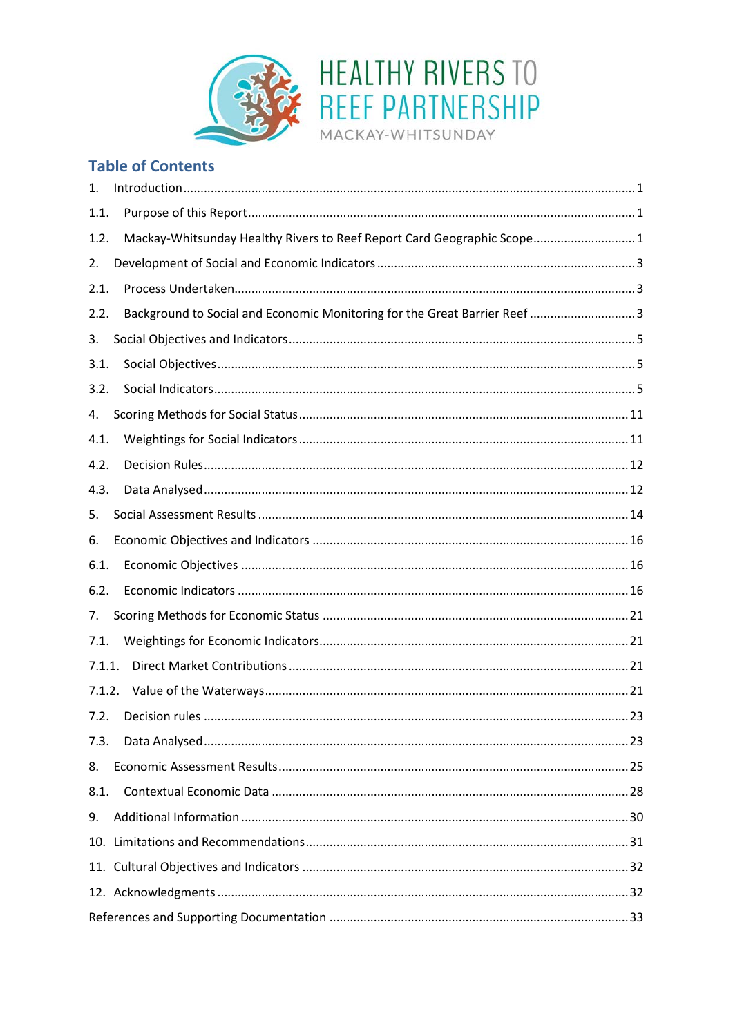## Table of Contents

1. Introduction ... 1
1.1. Purpose of this Report ... 1
1.2. Mackay-Whitsunday Healthy Rivers to Reef Report Card Geographic Scope ... 1
2. Development of Social and Economic Indicators ... 3
2.1. Process Undertaken ... 3
2.2. Background to Social and Economic Monitoring for the Great Barrier Reef ... 3
3. Social Objectives and Indicators ... 5
3.1. Social Objectives ... 5
3.2. Social Indicators ... 5
4. Scoring Methods for Social Status ... 11
4.1. Weightings for Social Indicators ... 11
4.2. Decision Rules ... 12
4.3. Data Analysed ... 12
5. Social Assessment Results ... 14
6. Economic Objectives and Indicators ... 16
6.1. Economic Objectives ... 16
6.2. Economic Indicators ... 16
7. Scoring Methods for Economic Status ... 21
7.1. Weightings for Economic Indicators ... 21
7.1.1. Direct Market Contributions ... 21
7.1.2. Value of the Waterways ... 21
7.2. Decision rules ... 23
7.3. Data Analysed ... 23
8. Economic Assessment Results ... 25
8.1. Contextual Economic Data ... 28
9. Additional Information ... 30
10. Limitations and Recommendations ... 31
11. Cultural Objectives and Indicators ... 32
12. Acknowledgments ... 32
References and Supporting Documentation ... 33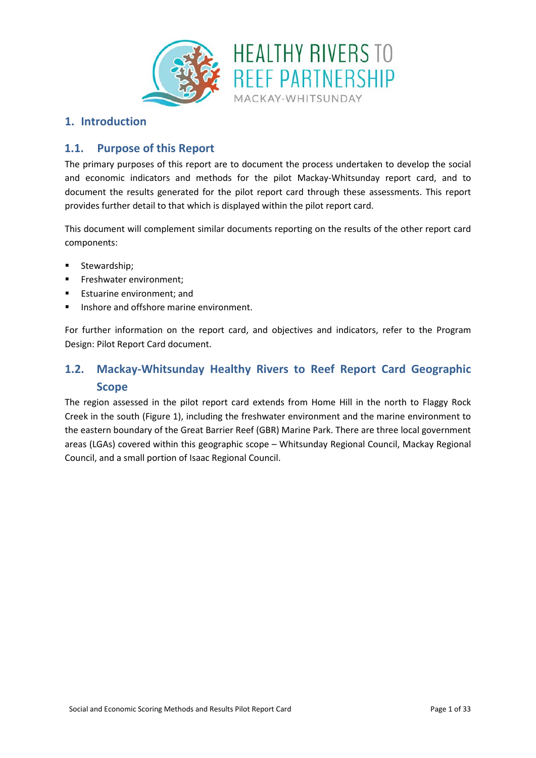# 1. Introduction

## 1.1. Purpose of this Report

The primary purposes of this report are to document the process undertaken to develop the social and economic indicators and methods for the pilot Mackay-Whitsunday report card, and to document the results generated for the pilot report card through these assessments. This report provides further detail to that which is displayed within the pilot report card.

This document will complement similar documents reporting on the results of the other report card components:

- Stewardship;
- Freshwater environment;
- Estuarine environment; and
- Inshore and offshore marine environment.

For further information on the report card, and objectives and indicators, refer to the Program Design: Pilot Report Card document.

## 1.2. Mackay-Whitsunday Healthy Rivers to Reef Report Card Geographic Scope

The region assessed in the pilot report card extends from Home Hill in the north to Flaggy Rock Creek in the south (Figure 1), including the freshwater environment and the marine environment to the eastern boundary of the Great Barrier Reef (GBR) Marine Park. There are three local government areas (LGAs) covered within this geographic scope – Whitsunday Regional Council, Mackay Regional Council, and a small portion of Isaac Regional Council.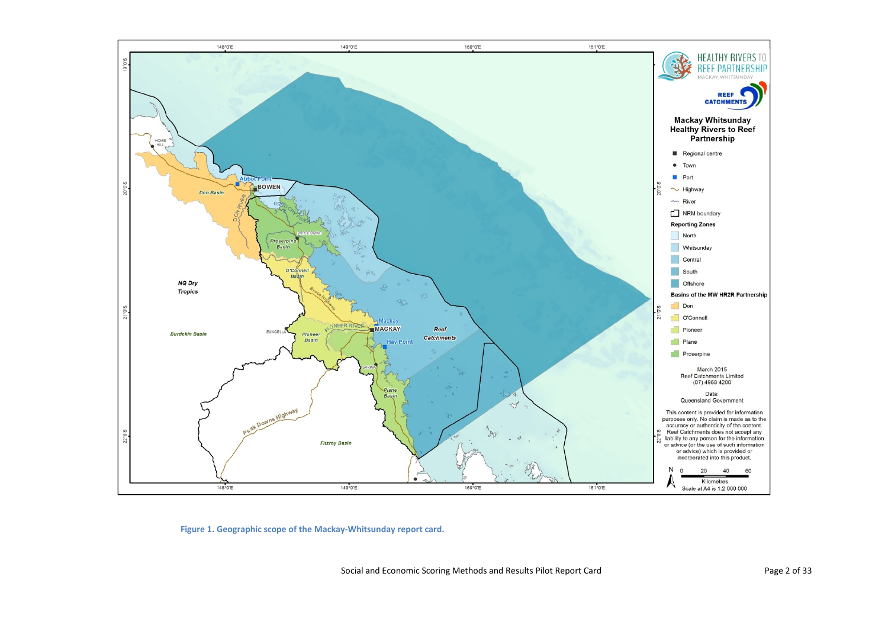Figure 1. Geographic scope of the Mackay-Whitsunday report card.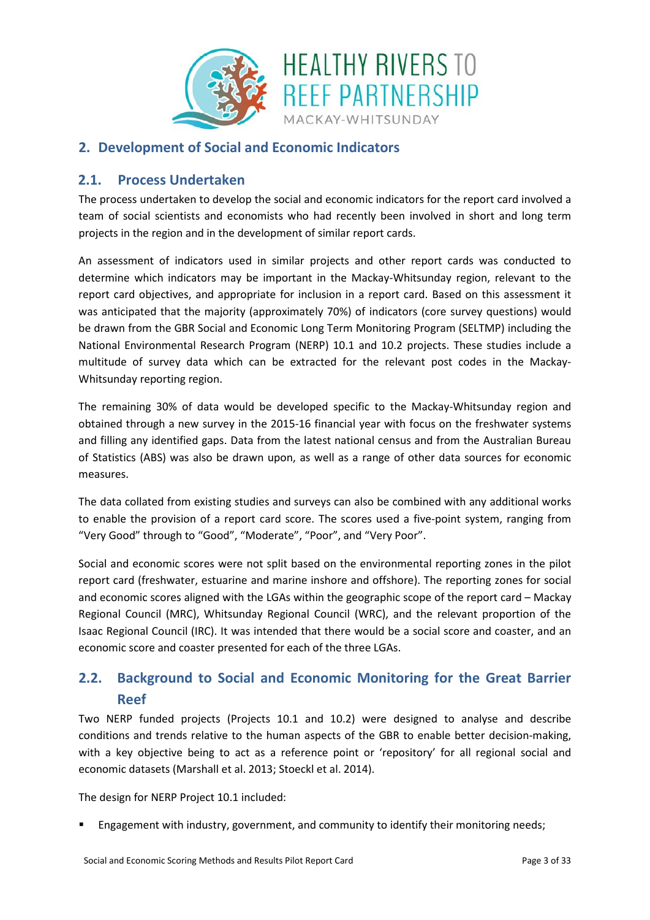## 2. Development of Social and Economic Indicators

### 2.1. Process Undertaken

The process undertaken to develop the social and economic indicators for the report card involved a team of social scientists and economists who had recently been involved in short and long term projects in the region and in the development of similar report cards.

An assessment of indicators used in similar projects and other report cards was conducted to determine which indicators may be important in the Mackay-Whitsunday region, relevant to the report card objectives, and appropriate for inclusion in a report card. Based on this assessment it was anticipated that the majority (approximately 70%) of indicators (core survey questions) would be drawn from the GBR Social and Economic Long Term Monitoring Program (SELTMP) including the National Environmental Research Program (NERP) 10.1 and 10.2 projects. These studies include a multitude of survey data which can be extracted for the relevant post codes in the Mackay-Whitsunday reporting region.

The remaining 30% of data would be developed specific to the Mackay-Whitsunday region and obtained through a new survey in the 2015-16 financial year with focus on the freshwater systems and filling any identified gaps. Data from the latest national census and from the Australian Bureau of Statistics (ABS) was also be drawn upon, as well as a range of other data sources for economic measures.

The data collated from existing studies and surveys can also be combined with any additional works to enable the provision of a report card score. The scores used a five-point system, ranging from "Very Good" through to "Good", "Moderate", "Poor", and "Very Poor".

Social and economic scores were not split based on the environmental reporting zones in the pilot report card (freshwater, estuarine and marine inshore and offshore). The reporting zones for social and economic scores aligned with the LGAs within the geographic scope of the report card – Mackay Regional Council (MRC), Whitsunday Regional Council (WRC), and the relevant proportion of the Isaac Regional Council (IRC). It was intended that there would be a social score and coaster, and an economic score and coaster presented for each of the three LGAs.

### 2.2. Background to Social and Economic Monitoring for the Great Barrier Reef

Two NERP funded projects (Projects 10.1 and 10.2) were designed to analyse and describe conditions and trends relative to the human aspects of the GBR to enable better decision-making, with a key objective being to act as a reference point or 'repository' for all regional social and economic datasets (Marshall et al. 2013; Stoeckl et al. 2014).

The design for NERP Project 10.1 included:

- Engagement with industry, government, and community to identify their monitoring needs;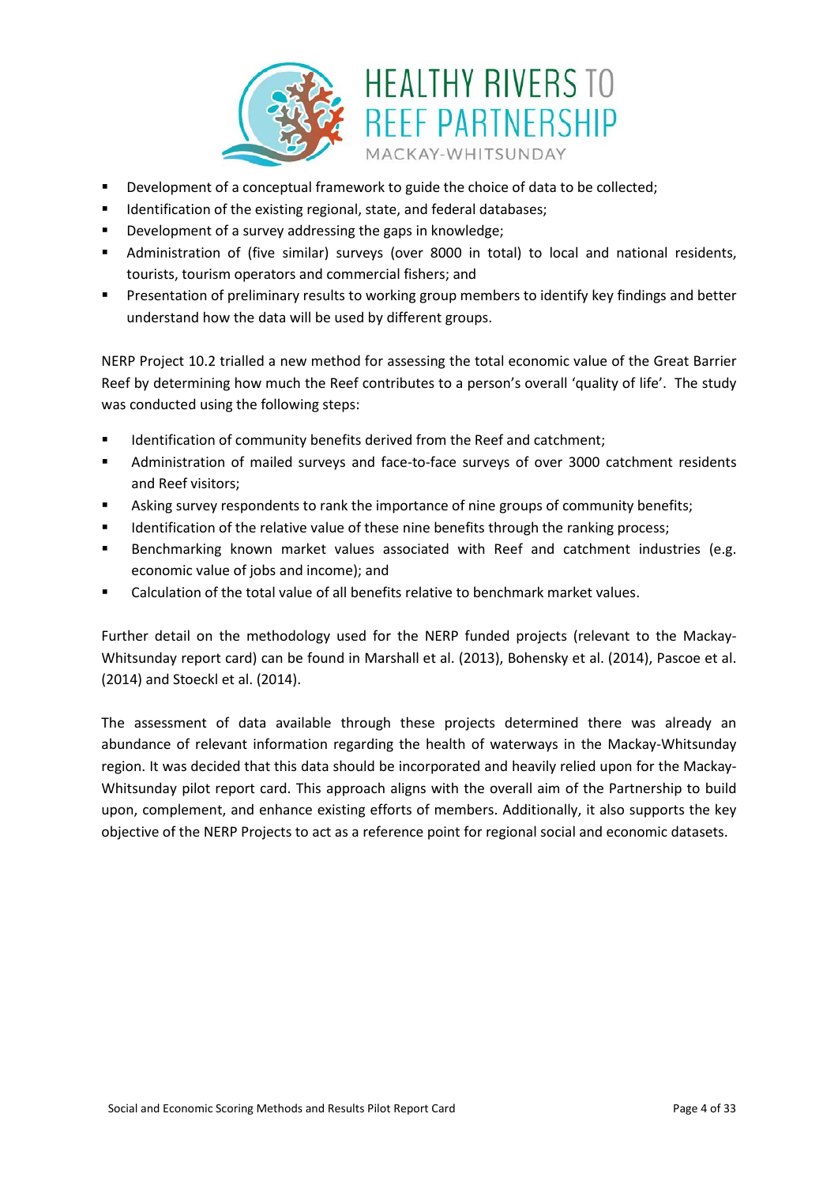- Development of a conceptual framework to guide the choice of data to be collected;
- Identification of the existing regional, state, and federal databases;
- Development of a survey addressing the gaps in knowledge;
- Administration of (five similar) surveys (over 8000 in total) to local and national residents, tourists, tourism operators and commercial fishers; and
- Presentation of preliminary results to working group members to identify key findings and better understand how the data will be used by different groups.

NERP Project 10.2 trialled a new method for assessing the total economic value of the Great Barrier Reef by determining how much the Reef contributes to a person's overall 'quality of life'. The study was conducted using the following steps:

- Identification of community benefits derived from the Reef and catchment;
- Administration of mailed surveys and face-to-face surveys of over 3000 catchment residents and Reef visitors;
- Asking survey respondents to rank the importance of nine groups of community benefits;
- Identification of the relative value of these nine benefits through the ranking process;
- Benchmarking known market values associated with Reef and catchment industries (e.g. economic value of jobs and income); and
- Calculation of the total value of all benefits relative to benchmark market values.

Further detail on the methodology used for the NERP funded projects (relevant to the Mackay-Whitsunday report card) can be found in Marshall et al. (2013), Bohensky et al. (2014), Pascoe et al. (2014) and Stoeckl et al. (2014).

The assessment of data available through these projects determined there was already an abundance of relevant information regarding the health of waterways in the Mackay-Whitsunday region. It was decided that this data should be incorporated and heavily relied upon for the Mackay-Whitsunday pilot report card. This approach aligns with the overall aim of the Partnership to build upon, complement, and enhance existing efforts of members. Additionally, it also supports the key objective of the NERP Projects to act as a reference point for regional social and economic datasets.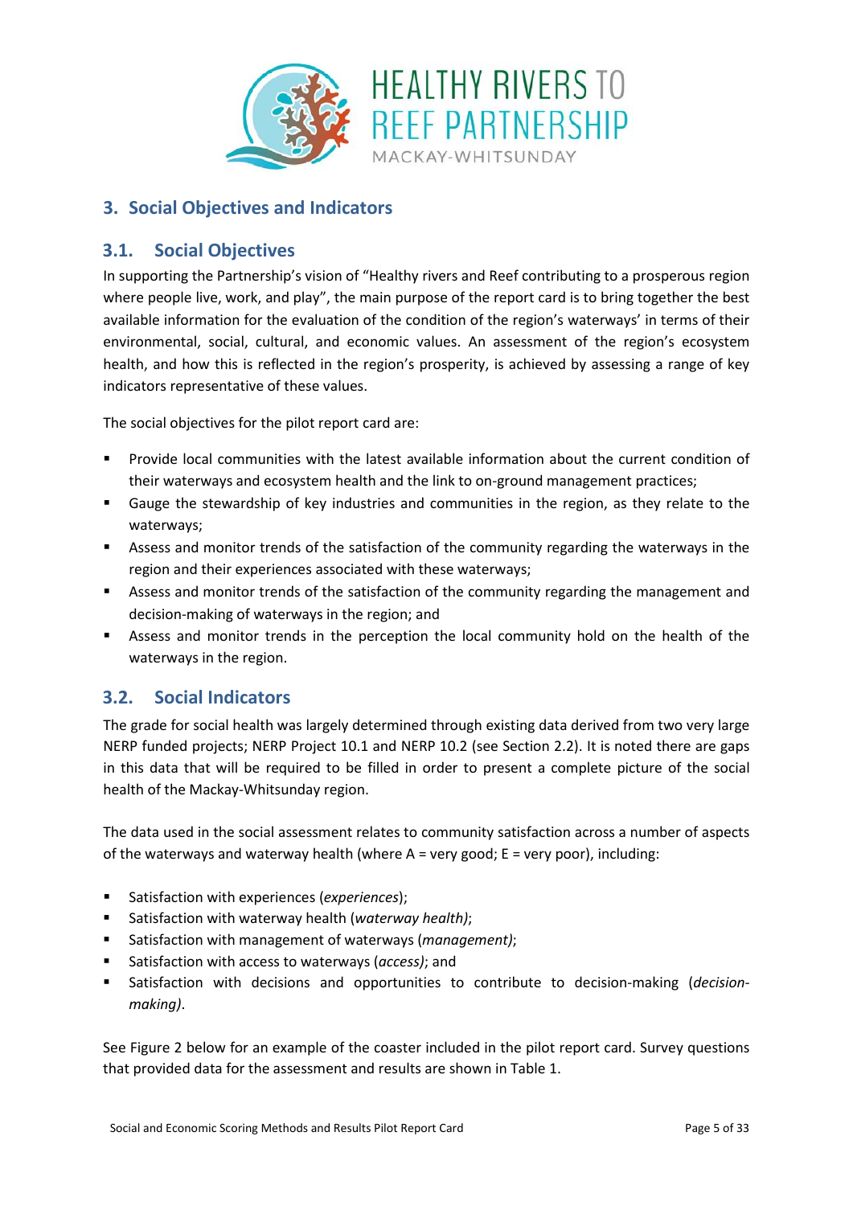## 3. Social Objectives and Indicators

### 3.1. Social Objectives

In supporting the Partnership's vision of "Healthy rivers and Reef contributing to a prosperous region where people live, work, and play", the main purpose of the report card is to bring together the best available information for the evaluation of the condition of the region's waterways' in terms of their environmental, social, cultural, and economic values. An assessment of the region's ecosystem health, and how this is reflected in the region's prosperity, is achieved by assessing a range of key indicators representative of these values.

The social objectives for the pilot report card are:

- Provide local communities with the latest available information about the current condition of their waterways and ecosystem health and the link to on-ground management practices;
- Gauge the stewardship of key industries and communities in the region, as they relate to the waterways;
- Assess and monitor trends of the satisfaction of the community regarding the waterways in the region and their experiences associated with these waterways;
- Assess and monitor trends of the satisfaction of the community regarding the management and decision-making of waterways in the region; and
- Assess and monitor trends in the perception the local community hold on the health of the waterways in the region.

### 3.2. Social Indicators

The grade for social health was largely determined through existing data derived from two very large NERP funded projects; NERP Project 10.1 and NERP 10.2 (see Section 2.2). It is noted there are gaps in this data that will be required to be filled in order to present a complete picture of the social health of the Mackay-Whitsunday region.

The data used in the social assessment relates to community satisfaction across a number of aspects of the waterways and waterway health (where A = very good; E = very poor), including:

- Satisfaction with experiences (*experiences*);
- Satisfaction with waterway health (*waterway health)*;
- Satisfaction with management of waterways (*management)*;
- Satisfaction with access to waterways (*access)*; and
- Satisfaction with decisions and opportunities to contribute to decision-making (*decision-making)*.

See Figure 2 below for an example of the coaster included in the pilot report card. Survey questions that provided data for the assessment and results are shown in Table 1.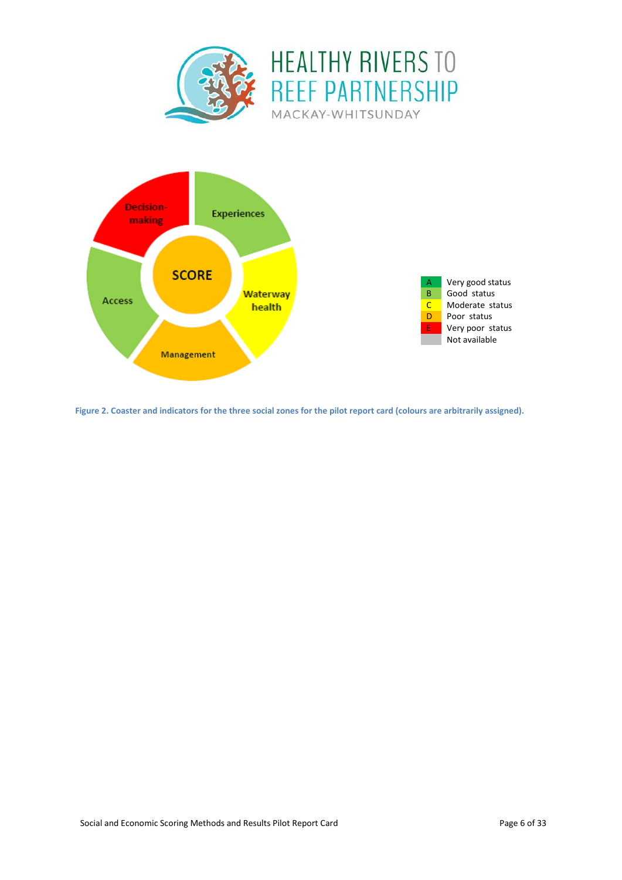Decision-making

Experiences

SCORE

Waterway health

Access

Management

| | |
|---|---|
| A | Very good status |
| B | Good status |
| C | Moderate status |
| D | Poor status |
| E | Very poor status |
| | Not available |

**Figure 2. Coaster and indicators for the three social zones for the pilot report card (colours are arbitrarily assigned).**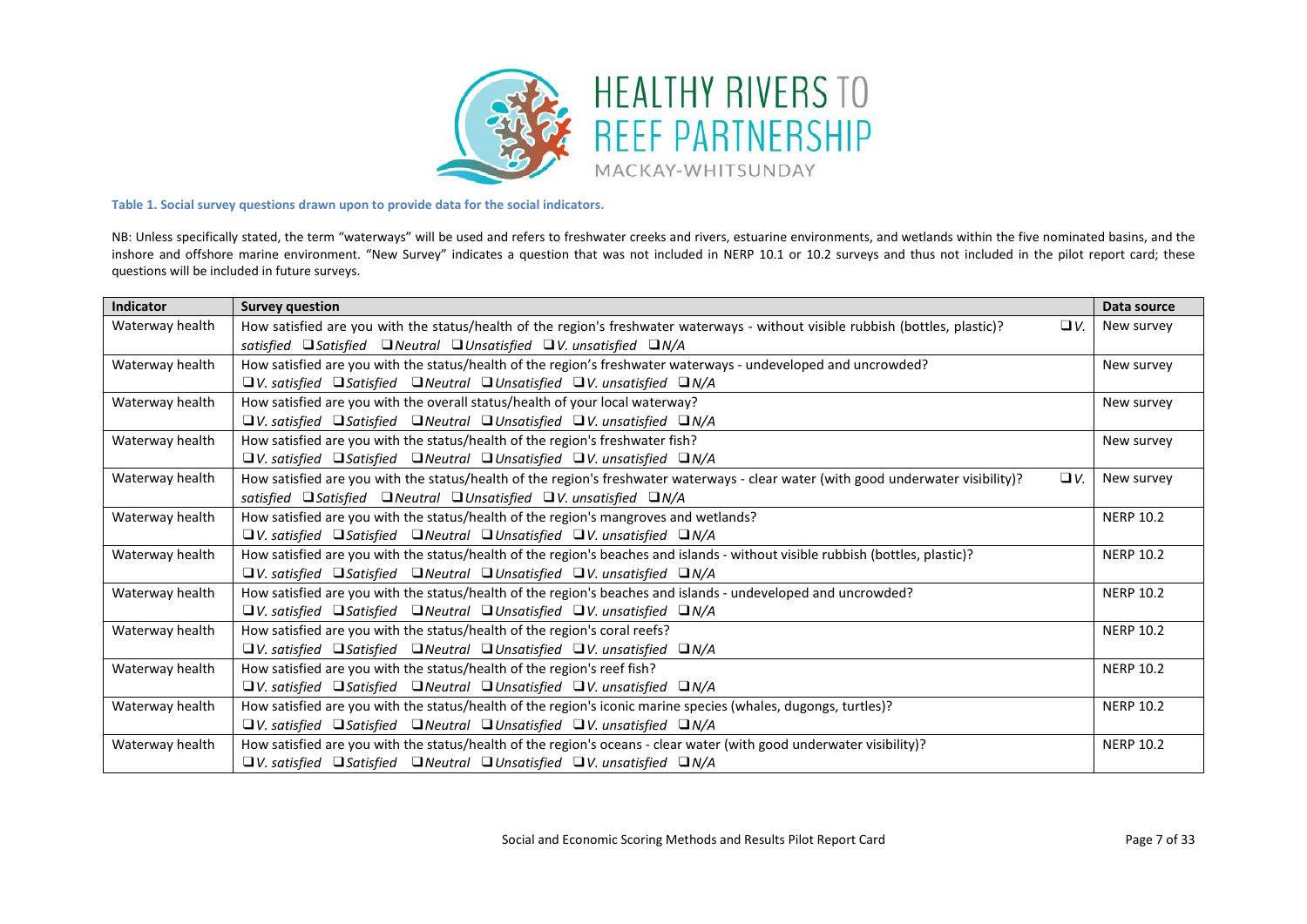**Table 1. Social survey questions drawn upon to provide data for the social indicators.**

NB: Unless specifically stated, the term "waterways" will be used and refers to freshwater creeks and rivers, estuarine environments, and wetlands within the five nominated basins, and the inshore and offshore marine environment. "New Survey" indicates a question that was not included in NERP 10.1 or 10.2 surveys and thus not included in the pilot report card; these questions will be included in future surveys.

| Indicator | Survey question | Data source |
|---|---|---|
| Waterway health | How satisfied are you with the status/health of the region's freshwater waterways - without visible rubbish (bottles, plastic)? ❑ *V. satisfied* ❑ *Satisfied* ❑ *Neutral* ❑ *Unsatisfied* ❑ *V. unsatisfied* ❑ *N/A* | New survey |
| Waterway health | How satisfied are you with the status/health of the region's freshwater waterways - undeveloped and uncrowded? ❑ *V. satisfied* ❑ *Satisfied* ❑ *Neutral* ❑ *Unsatisfied* ❑ *V. unsatisfied* ❑ *N/A* | New survey |
| Waterway health | How satisfied are you with the overall status/health of your local waterway? ❑ *V. satisfied* ❑ *Satisfied* ❑ *Neutral* ❑ *Unsatisfied* ❑ *V. unsatisfied* ❑ *N/A* | New survey |
| Waterway health | How satisfied are you with the status/health of the region's freshwater fish? ❑ *V. satisfied* ❑ *Satisfied* ❑ *Neutral* ❑ *Unsatisfied* ❑ *V. unsatisfied* ❑ *N/A* | New survey |
| Waterway health | How satisfied are you with the status/health of the region's freshwater waterways - clear water (with good underwater visibility)? ❑ *V. satisfied* ❑ *Satisfied* ❑ *Neutral* ❑ *Unsatisfied* ❑ *V. unsatisfied* ❑ *N/A* | New survey |
| Waterway health | How satisfied are you with the status/health of the region's mangroves and wetlands? ❑ *V. satisfied* ❑ *Satisfied* ❑ *Neutral* ❑ *Unsatisfied* ❑ *V. unsatisfied* ❑ *N/A* | NERP 10.2 |
| Waterway health | How satisfied are you with the status/health of the region's beaches and islands - without visible rubbish (bottles, plastic)? ❑ *V. satisfied* ❑ *Satisfied* ❑ *Neutral* ❑ *Unsatisfied* ❑ *V. unsatisfied* ❑ *N/A* | NERP 10.2 |
| Waterway health | How satisfied are you with the status/health of the region's beaches and islands - undeveloped and uncrowded? ❑ *V. satisfied* ❑ *Satisfied* ❑ *Neutral* ❑ *Unsatisfied* ❑ *V. unsatisfied* ❑ *N/A* | NERP 10.2 |
| Waterway health | How satisfied are you with the status/health of the region's coral reefs? ❑ *V. satisfied* ❑ *Satisfied* ❑ *Neutral* ❑ *Unsatisfied* ❑ *V. unsatisfied* ❑ *N/A* | NERP 10.2 |
| Waterway health | How satisfied are you with the status/health of the region's reef fish? ❑ *V. satisfied* ❑ *Satisfied* ❑ *Neutral* ❑ *Unsatisfied* ❑ *V. unsatisfied* ❑ *N/A* | NERP 10.2 |
| Waterway health | How satisfied are you with the status/health of the region's iconic marine species (whales, dugongs, turtles)? ❑ *V. satisfied* ❑ *Satisfied* ❑ *Neutral* ❑ *Unsatisfied* ❑ *V. unsatisfied* ❑ *N/A* | NERP 10.2 |
| Waterway health | How satisfied are you with the status/health of the region's oceans - clear water (with good underwater visibility)? ❑ *V. satisfied* ❑ *Satisfied* ❑ *Neutral* ❑ *Unsatisfied* ❑ *V. unsatisfied* ❑ *N/A* | NERP 10.2 |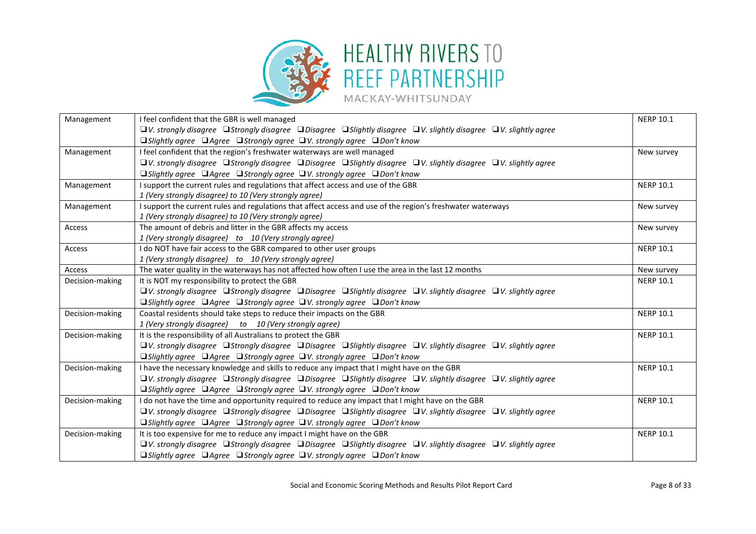| Management | I feel confident that the GBR is well managed<br>*❑V. strongly disagree ❑Strongly disagree ❑Disagree ❑Slightly disagree ❑V. slightly disagree ❑V. slightly agree*<br>*❑Slightly agree ❑Agree ❑Strongly agree ❑V. strongly agree ❑Don't know* | NERP 10.1 |
|---|---|---|
| Management | I feel confident that the region's freshwater waterways are well managed<br>*❑V. strongly disagree ❑Strongly disagree ❑Disagree ❑Slightly disagree ❑V. slightly disagree ❑V. slightly agree*<br>*❑Slightly agree ❑Agree ❑Strongly agree ❑V. strongly agree ❑Don't know* | New survey |
| Management | I support the current rules and regulations that affect access and use of the GBR<br>*1 (Very strongly disagree) to 10 (Very strongly agree)* | NERP 10.1 |
| Management | I support the current rules and regulations that affect access and use of the region's freshwater waterways<br>*1 (Very strongly disagree) to 10 (Very strongly agree)* | New survey |
| Access | The amount of debris and litter in the GBR affects my access<br>*1 (Very strongly disagree) to 10 (Very strongly agree)* | New survey |
| Access | I do NOT have fair access to the GBR compared to other user groups<br>*1 (Very strongly disagree) to 10 (Very strongly agree)* | NERP 10.1 |
| Access | The water quality in the waterways has not affected how often I use the area in the last 12 months | New survey |
| Decision-making | It is NOT my responsibility to protect the GBR<br>*❑V. strongly disagree ❑Strongly disagree ❑Disagree ❑Slightly disagree ❑V. slightly disagree ❑V. slightly agree*<br>*❑Slightly agree ❑Agree ❑Strongly agree ❑V. strongly agree ❑Don't know* | NERP 10.1 |
| Decision-making | Coastal residents should take steps to reduce their impacts on the GBR<br>*1 (Very strongly disagree) to 10 (Very strongly agree)* | NERP 10.1 |
| Decision-making | It is the responsibility of all Australians to protect the GBR<br>*❑V. strongly disagree ❑Strongly disagree ❑Disagree ❑Slightly disagree ❑V. slightly disagree ❑V. slightly agree*<br>*❑Slightly agree ❑Agree ❑Strongly agree ❑V. strongly agree ❑Don't know* | NERP 10.1 |
| Decision-making | I have the necessary knowledge and skills to reduce any impact that I might have on the GBR<br>*❑V. strongly disagree ❑Strongly disagree ❑Disagree ❑Slightly disagree ❑V. slightly disagree ❑V. slightly agree*<br>*❑Slightly agree ❑Agree ❑Strongly agree ❑V. strongly agree ❑Don't know* | NERP 10.1 |
| Decision-making | I do not have the time and opportunity required to reduce any impact that I might have on the GBR<br>*❑V. strongly disagree ❑Strongly disagree ❑Disagree ❑Slightly disagree ❑V. slightly disagree ❑V. slightly agree*<br>*❑Slightly agree ❑Agree ❑Strongly agree ❑V. strongly agree ❑Don't know* | NERP 10.1 |
| Decision-making | It is too expensive for me to reduce any impact I might have on the GBR<br>*❑V. strongly disagree ❑Strongly disagree ❑Disagree ❑Slightly disagree ❑V. slightly disagree ❑V. slightly agree*<br>*❑Slightly agree ❑Agree ❑Strongly agree ❑V. strongly agree ❑Don't know* | NERP 10.1 |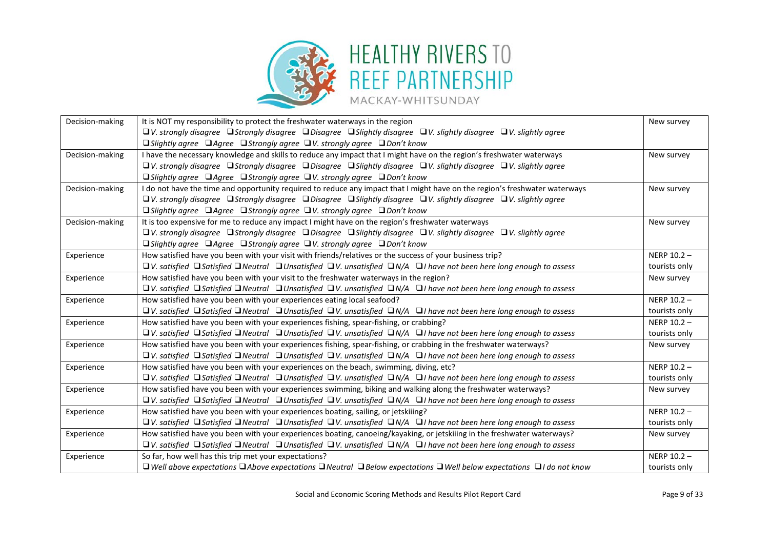| Decision-making | It is NOT my responsibility to protect the freshwater waterways in the region<br>❑V. strongly disagree ❑Strongly disagree ❑Disagree ❑Slightly disagree ❑V. slightly disagree ❑V. slightly agree<br>❑Slightly agree ❑Agree ❑Strongly agree ❑V. strongly agree ❑Don't know | New survey |
|---|---|---|
| Decision-making | I have the necessary knowledge and skills to reduce any impact that I might have on the region's freshwater waterways<br>❑V. strongly disagree ❑Strongly disagree ❑Disagree ❑Slightly disagree ❑V. slightly disagree ❑V. slightly agree<br>❑Slightly agree ❑Agree ❑Strongly agree ❑V. strongly agree ❑Don't know | New survey |
| Decision-making | I do not have the time and opportunity required to reduce any impact that I might have on the region's freshwater waterways<br>❑V. strongly disagree ❑Strongly disagree ❑Disagree ❑Slightly disagree ❑V. slightly disagree ❑V. slightly agree<br>❑Slightly agree ❑Agree ❑Strongly agree ❑V. strongly agree ❑Don't know | New survey |
| Decision-making | It is too expensive for me to reduce any impact I might have on the region's freshwater waterways<br>❑V. strongly disagree ❑Strongly disagree ❑Disagree ❑Slightly disagree ❑V. slightly disagree ❑V. slightly agree<br>❑Slightly agree ❑Agree ❑Strongly agree ❑V. strongly agree ❑Don't know | New survey |
| Experience | How satisfied have you been with your visit with friends/relatives or the success of your business trip?<br>❑V. satisfied ❑Satisfied ❑Neutral ❑Unsatisfied ❑V. unsatisfied ❑N/A ❑I have not been here long enough to assess | NERP 10.2 – tourists only |
| Experience | How satisfied have you been with your visit to the freshwater waterways in the region?<br>❑V. satisfied ❑Satisfied ❑Neutral ❑Unsatisfied ❑V. unsatisfied ❑N/A ❑I have not been here long enough to assess | New survey |
| Experience | How satisfied have you been with your experiences eating local seafood?<br>❑V. satisfied ❑Satisfied ❑Neutral ❑Unsatisfied ❑V. unsatisfied ❑N/A ❑I have not been here long enough to assess | NERP 10.2 – tourists only |
| Experience | How satisfied have you been with your experiences fishing, spear-fishing, or crabbing?<br>❑V. satisfied ❑Satisfied ❑Neutral ❑Unsatisfied ❑V. unsatisfied ❑N/A ❑I have not been here long enough to assess | NERP 10.2 – tourists only |
| Experience | How satisfied have you been with your experiences fishing, spear-fishing, or crabbing in the freshwater waterways?<br>❑V. satisfied ❑Satisfied ❑Neutral ❑Unsatisfied ❑V. unsatisfied ❑N/A ❑I have not been here long enough to assess | New survey |
| Experience | How satisfied have you been with your experiences on the beach, swimming, diving, etc?<br>❑V. satisfied ❑Satisfied ❑Neutral ❑Unsatisfied ❑V. unsatisfied ❑N/A ❑I have not been here long enough to assess | NERP 10.2 – tourists only |
| Experience | How satisfied have you been with your experiences swimming, biking and walking along the freshwater waterways?<br>❑V. satisfied ❑Satisfied ❑Neutral ❑Unsatisfied ❑V. unsatisfied ❑N/A ❑I have not been here long enough to assess | New survey |
| Experience | How satisfied have you been with your experiences boating, sailing, or jetskiing?<br>❑V. satisfied ❑Satisfied ❑Neutral ❑Unsatisfied ❑V. unsatisfied ❑N/A ❑I have not been here long enough to assess | NERP 10.2 – tourists only |
| Experience | How satisfied have you been with your experiences boating, canoeing/kayaking, or jetskiing in the freshwater waterways?<br>❑V. satisfied ❑Satisfied ❑Neutral ❑Unsatisfied ❑V. unsatisfied ❑N/A ❑I have not been here long enough to assess | New survey |
| Experience | So far, how well has this trip met your expectations?<br>❑Well above expectations ❑Above expectations ❑Neutral ❑Below expectations ❑Well below expectations ❑I do not know | NERP 10.2 – tourists only |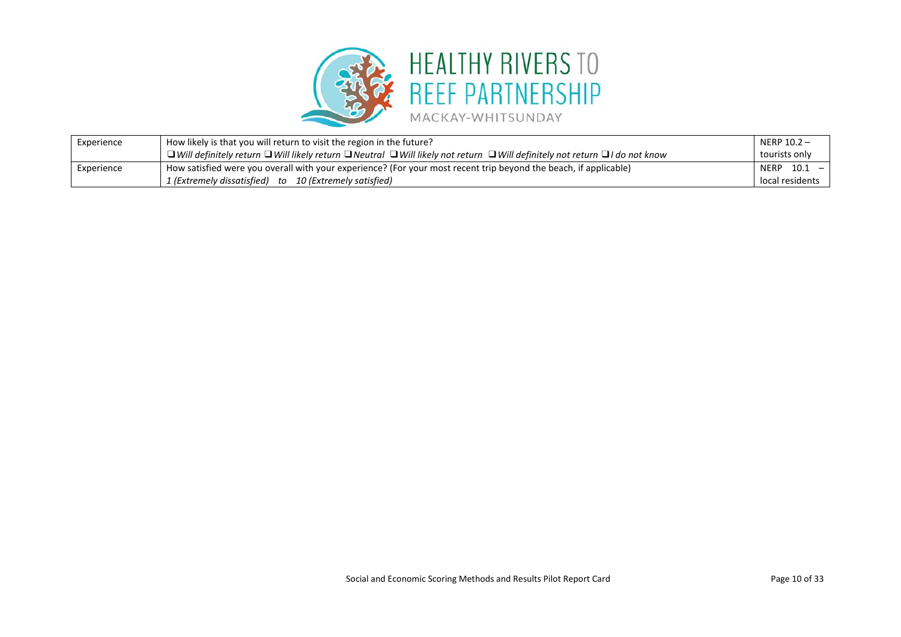| Experience | How likely is that you will return to visit the region in the future?<br>❑ *Will definitely return* ❑ *Will likely return* ❑ *Neutral* ❑ *Will likely not return* ❑ *Will definitely not return* ❑ *I do not know* | NERP 10.2 – tourists only |
|---|---|---|
| Experience | How satisfied were you overall with your experience? (For your most recent trip beyond the beach, if applicable)<br>*1 (Extremely dissatisfied) to 10 (Extremely satisfied)* | NERP 10.1 – local residents |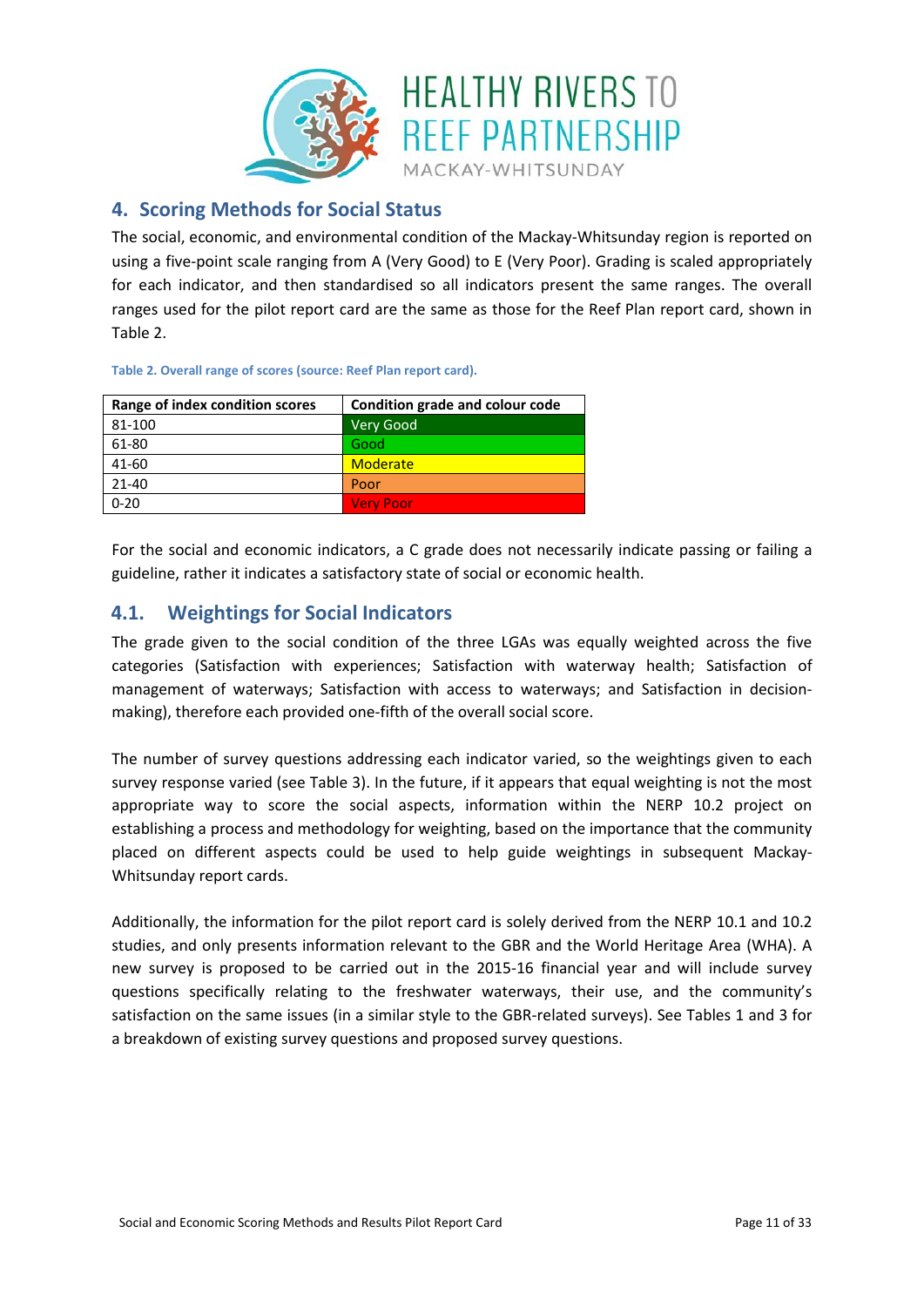## 4. Scoring Methods for Social Status

The social, economic, and environmental condition of the Mackay-Whitsunday region is reported on using a five-point scale ranging from A (Very Good) to E (Very Poor). Grading is scaled appropriately for each indicator, and then standardised so all indicators present the same ranges. The overall ranges used for the pilot report card are the same as those for the Reef Plan report card, shown in Table 2.

Table 2. Overall range of scores (source: Reef Plan report card).

| Range of index condition scores | Condition grade and colour code |
|---|---|
| 81-100 | Very Good |
| 61-80 | Good |
| 41-60 | Moderate |
| 21-40 | Poor |
| 0-20 | Very Poor |

For the social and economic indicators, a C grade does not necessarily indicate passing or failing a guideline, rather it indicates a satisfactory state of social or economic health.

### 4.1. Weightings for Social Indicators

The grade given to the social condition of the three LGAs was equally weighted across the five categories (Satisfaction with experiences; Satisfaction with waterway health; Satisfaction of management of waterways; Satisfaction with access to waterways; and Satisfaction in decision-making), therefore each provided one-fifth of the overall social score.

The number of survey questions addressing each indicator varied, so the weightings given to each survey response varied (see Table 3). In the future, if it appears that equal weighting is not the most appropriate way to score the social aspects, information within the NERP 10.2 project on establishing a process and methodology for weighting, based on the importance that the community placed on different aspects could be used to help guide weightings in subsequent Mackay-Whitsunday report cards.

Additionally, the information for the pilot report card is solely derived from the NERP 10.1 and 10.2 studies, and only presents information relevant to the GBR and the World Heritage Area (WHA). A new survey is proposed to be carried out in the 2015-16 financial year and will include survey questions specifically relating to the freshwater waterways, their use, and the community's satisfaction on the same issues (in a similar style to the GBR-related surveys). See Tables 1 and 3 for a breakdown of existing survey questions and proposed survey questions.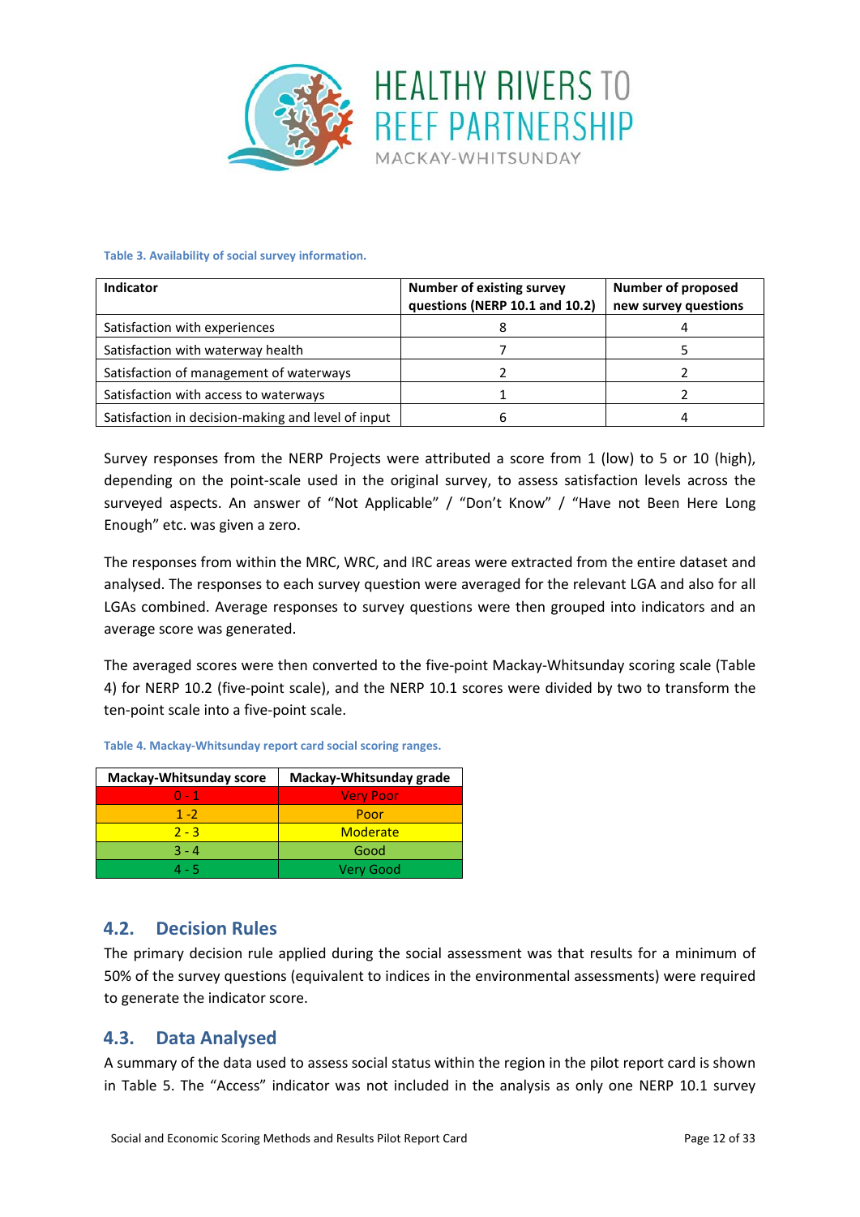Table 3. Availability of social survey information.

| Indicator | Number of existing survey questions (NERP 10.1 and 10.2) | Number of proposed new survey questions |
|---|---|---|
| Satisfaction with experiences | 8 | 4 |
| Satisfaction with waterway health | 7 | 5 |
| Satisfaction of management of waterways | 2 | 2 |
| Satisfaction with access to waterways | 1 | 2 |
| Satisfaction in decision-making and level of input | 6 | 4 |

Survey responses from the NERP Projects were attributed a score from 1 (low) to 5 or 10 (high), depending on the point-scale used in the original survey, to assess satisfaction levels across the surveyed aspects. An answer of "Not Applicable" / "Don't Know" / "Have not Been Here Long Enough" etc. was given a zero.

The responses from within the MRC, WRC, and IRC areas were extracted from the entire dataset and analysed. The responses to each survey question were averaged for the relevant LGA and also for all LGAs combined. Average responses to survey questions were then grouped into indicators and an average score was generated.

The averaged scores were then converted to the five-point Mackay-Whitsunday scoring scale (Table 4) for NERP 10.2 (five-point scale), and the NERP 10.1 scores were divided by two to transform the ten-point scale into a five-point scale.

Table 4. Mackay-Whitsunday report card social scoring ranges.

| Mackay-Whitsunday score | Mackay-Whitsunday grade |
|---|---|
| 0 - 1 | Very Poor |
| 1 -2 | Poor |
| 2 - 3 | Moderate |
| 3 - 4 | Good |
| 4 - 5 | Very Good |

## 4.2. Decision Rules

The primary decision rule applied during the social assessment was that results for a minimum of 50% of the survey questions (equivalent to indices in the environmental assessments) were required to generate the indicator score.

## 4.3. Data Analysed

A summary of the data used to assess social status within the region in the pilot report card is shown in Table 5. The "Access" indicator was not included in the analysis as only one NERP 10.1 survey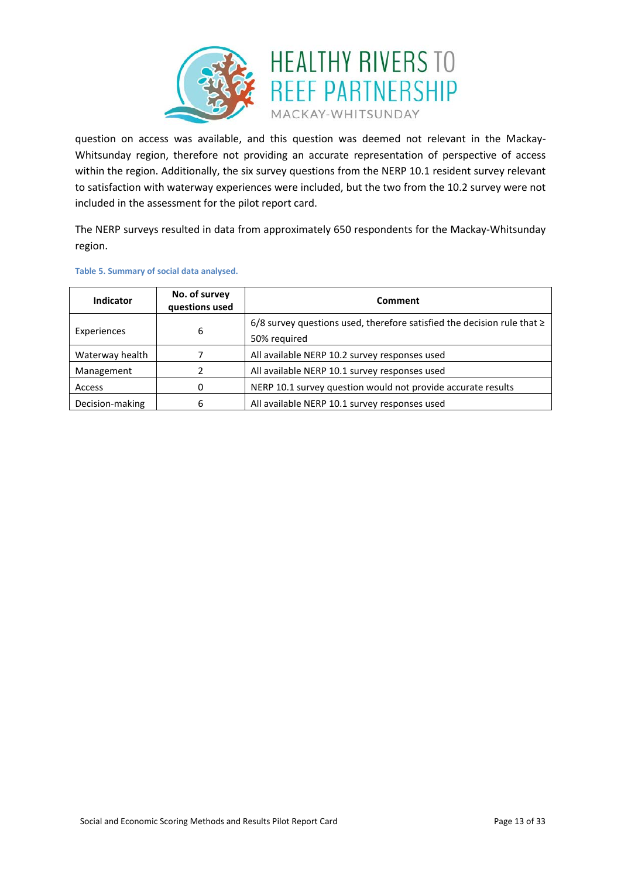question on access was available, and this question was deemed not relevant in the Mackay-Whitsunday region, therefore not providing an accurate representation of perspective of access within the region. Additionally, the six survey questions from the NERP 10.1 resident survey relevant to satisfaction with waterway experiences were included, but the two from the 10.2 survey were not included in the assessment for the pilot report card.

The NERP surveys resulted in data from approximately 650 respondents for the Mackay-Whitsunday region.

**Table 5. Summary of social data analysed.**

| Indicator | No. of survey questions used | Comment |
|---|---|---|
| Experiences | 6 | 6/8 survey questions used, therefore satisfied the decision rule that ≥ 50% required |
| Waterway health | 7 | All available NERP 10.2 survey responses used |
| Management | 2 | All available NERP 10.1 survey responses used |
| Access | 0 | NERP 10.1 survey question would not provide accurate results |
| Decision-making | 6 | All available NERP 10.1 survey responses used |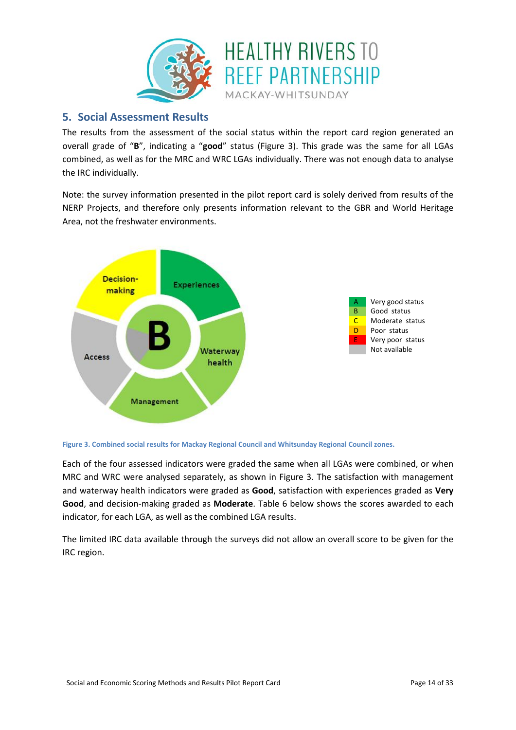## 5. Social Assessment Results

The results from the assessment of the social status within the report card region generated an overall grade of "**B**", indicating a "**good**" status (Figure 3). This grade was the same for all LGAs combined, as well as for the MRC and WRC LGAs individually. There was not enough data to analyse the IRC individually.

Note: the survey information presented in the pilot report card is solely derived from results of the NERP Projects, and therefore only presents information relevant to the GBR and World Heritage Area, not the freshwater environments.

| | |
|---|---|
| A | Very good status |
| B | Good status |
| C | Moderate status |
| D | Poor status |
| E | Very poor status |
| | Not available |

Figure 3. Combined social results for Mackay Regional Council and Whitsunday Regional Council zones.

Each of the four assessed indicators were graded the same when all LGAs were combined, or when MRC and WRC were analysed separately, as shown in Figure 3. The satisfaction with management and waterway health indicators were graded as **Good**, satisfaction with experiences graded as **Very Good**, and decision-making graded as **Moderate**. Table 6 below shows the scores awarded to each indicator, for each LGA, as well as the combined LGA results.

The limited IRC data available through the surveys did not allow an overall score to be given for the IRC region.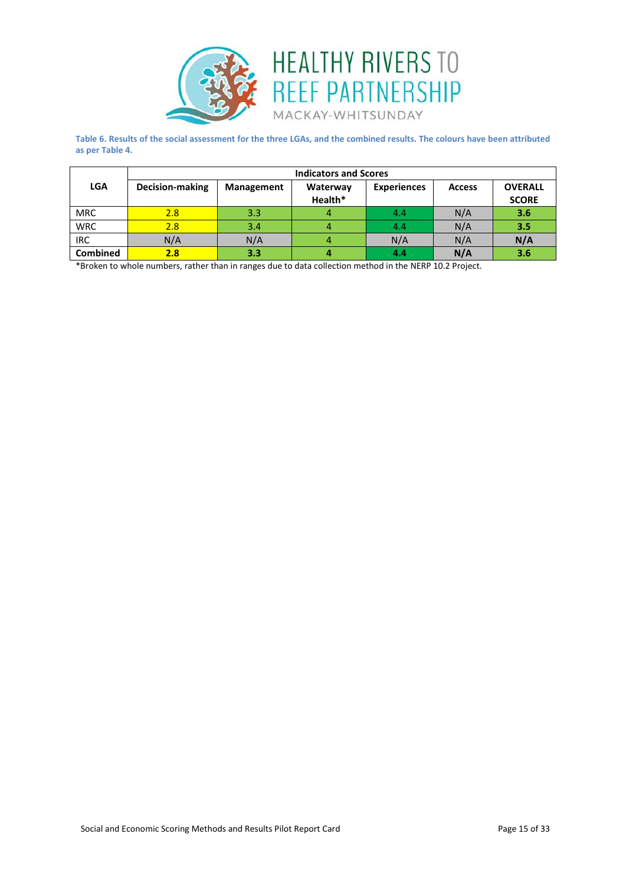**Table 6. Results of the social assessment for the three LGAs, and the combined results. The colours have been attributed as per Table 4.**

| LGA | Indicators and Scores | | | | | |
|---|---|---|---|---|---|---|
| | **Decision-making** | **Management** | **Waterway Health*** | **Experiences** | **Access** | **OVERALL SCORE** |
| MRC | 2.8 | 3.3 | 4 | 4.4 | N/A | **3.6** |
| WRC | 2.8 | 3.4 | 4 | 4.4 | N/A | **3.5** |
| IRC | N/A | N/A | 4 | N/A | N/A | **N/A** |
| **Combined** | **2.8** | **3.3** | **4** | **4.4** | **N/A** | **3.6** |

*Broken to whole numbers, rather than in ranges due to data collection method in the NERP 10.2 Project.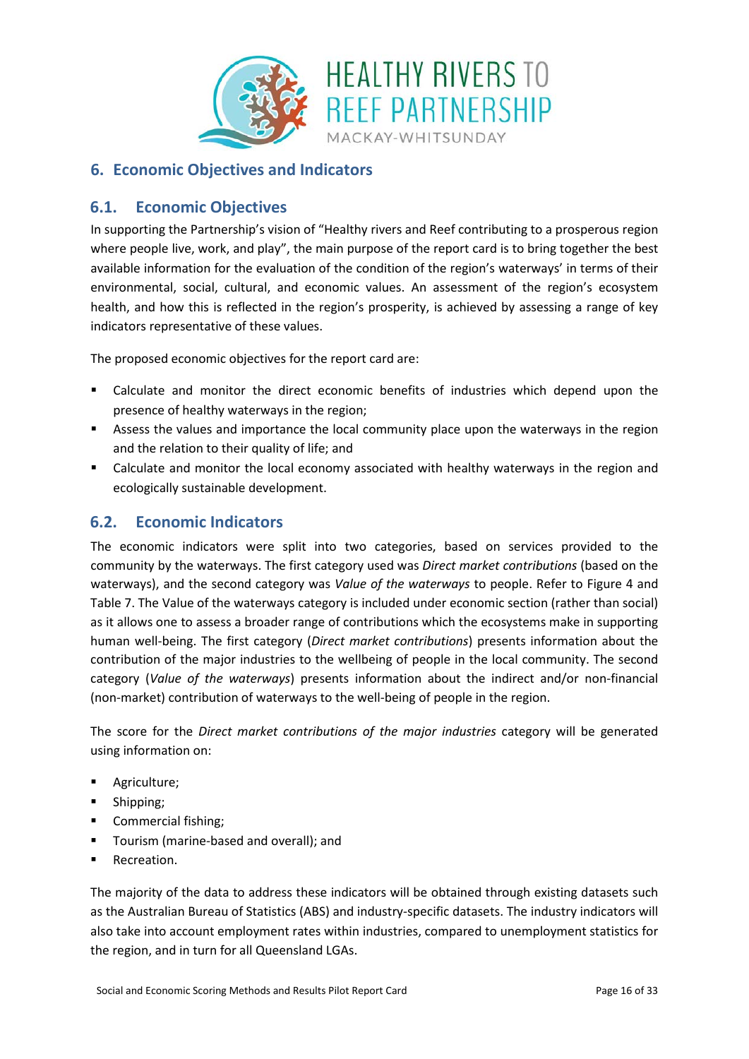## 6. Economic Objectives and Indicators

### 6.1. Economic Objectives

In supporting the Partnership's vision of "Healthy rivers and Reef contributing to a prosperous region where people live, work, and play", the main purpose of the report card is to bring together the best available information for the evaluation of the condition of the region's waterways' in terms of their environmental, social, cultural, and economic values. An assessment of the region's ecosystem health, and how this is reflected in the region's prosperity, is achieved by assessing a range of key indicators representative of these values.

The proposed economic objectives for the report card are:

- Calculate and monitor the direct economic benefits of industries which depend upon the presence of healthy waterways in the region;
- Assess the values and importance the local community place upon the waterways in the region and the relation to their quality of life; and
- Calculate and monitor the local economy associated with healthy waterways in the region and ecologically sustainable development.

### 6.2. Economic Indicators

The economic indicators were split into two categories, based on services provided to the community by the waterways. The first category used was *Direct market contributions* (based on the waterways), and the second category was *Value of the waterways* to people. Refer to Figure 4 and Table 7. The Value of the waterways category is included under economic section (rather than social) as it allows one to assess a broader range of contributions which the ecosystems make in supporting human well-being. The first category (*Direct market contributions*) presents information about the contribution of the major industries to the wellbeing of people in the local community. The second category (*Value of the waterways*) presents information about the indirect and/or non-financial (non-market) contribution of waterways to the well-being of people in the region.

The score for the *Direct market contributions of the major industries* category will be generated using information on:

- Agriculture;
- Shipping;
- Commercial fishing;
- Tourism (marine-based and overall); and
- Recreation.

The majority of the data to address these indicators will be obtained through existing datasets such as the Australian Bureau of Statistics (ABS) and industry-specific datasets. The industry indicators will also take into account employment rates within industries, compared to unemployment statistics for the region, and in turn for all Queensland LGAs.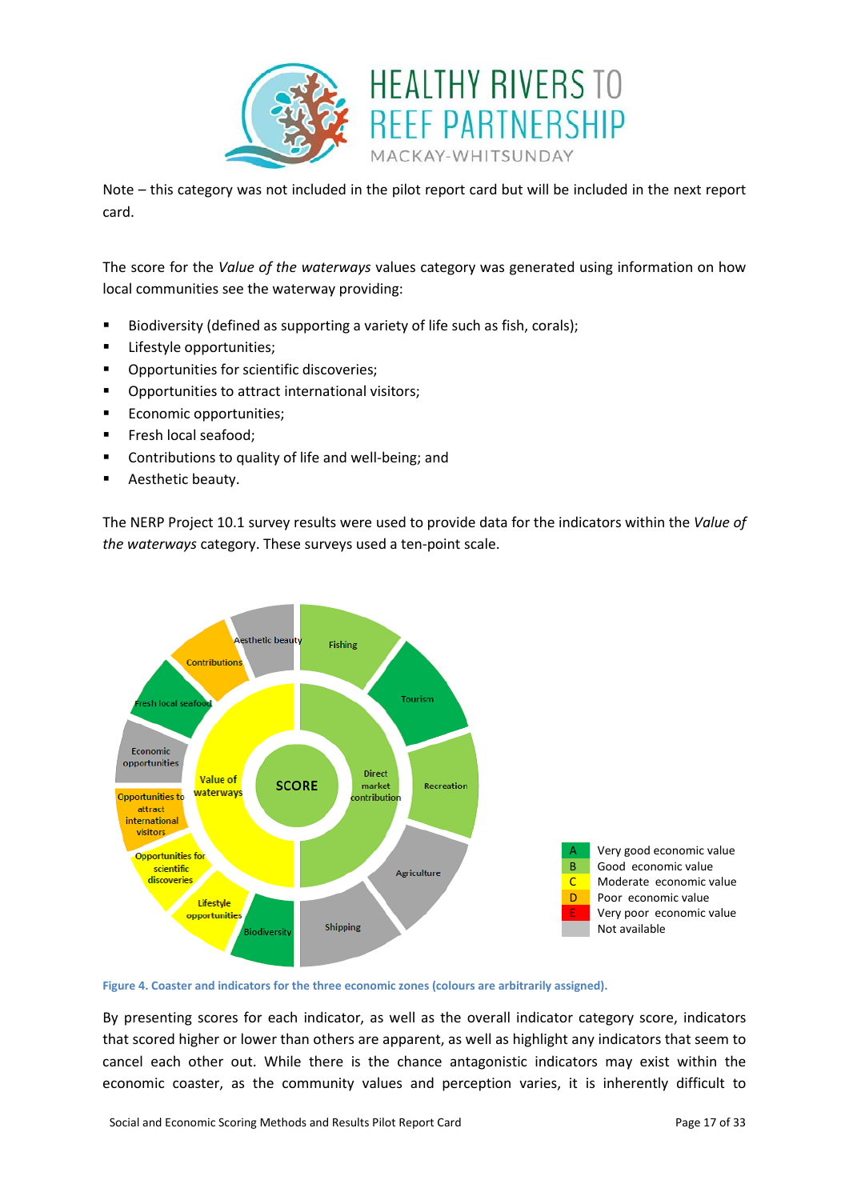Note – this category was not included in the pilot report card but will be included in the next report card.

The score for the *Value of the waterways* values category was generated using information on how local communities see the waterway providing:

- Biodiversity (defined as supporting a variety of life such as fish, corals);
- Lifestyle opportunities;
- Opportunities for scientific discoveries;
- Opportunities to attract international visitors;
- Economic opportunities;
- Fresh local seafood;
- Contributions to quality of life and well-being; and
- Aesthetic beauty.

The NERP Project 10.1 survey results were used to provide data for the indicators within the *Value of the waterways* category. These surveys used a ten-point scale.

| | |
|---|---|
| A | Very good economic value |
| B | Good economic value |
| C | Moderate economic value |
| D | Poor economic value |
| E | Very poor economic value |
| | Not available |

**Figure 4. Coaster and indicators for the three economic zones (colours are arbitrarily assigned).**

By presenting scores for each indicator, as well as the overall indicator category score, indicators that scored higher or lower than others are apparent, as well as highlight any indicators that seem to cancel each other out. While there is the chance antagonistic indicators may exist within the economic coaster, as the community values and perception varies, it is inherently difficult to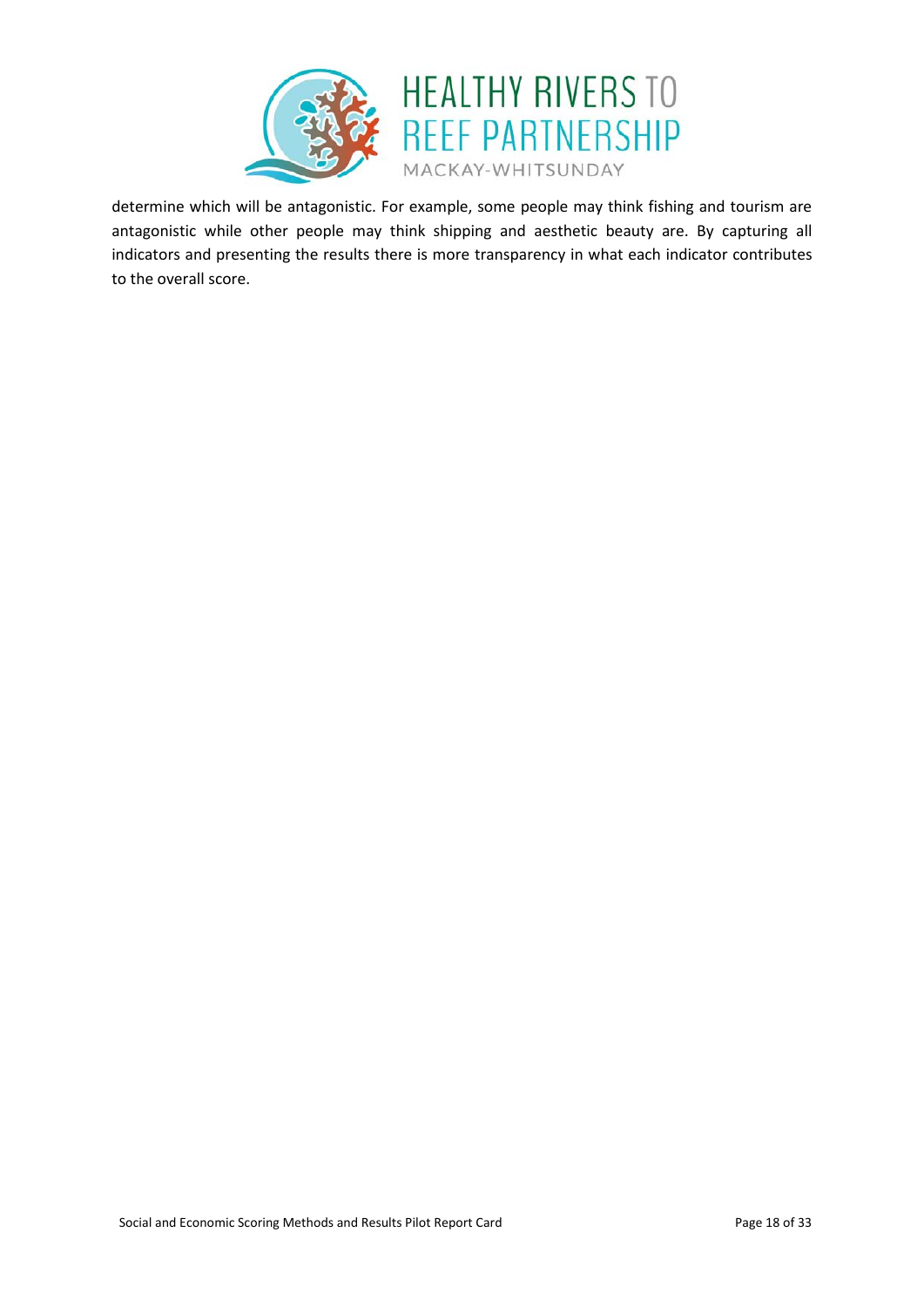determine which will be antagonistic. For example, some people may think fishing and tourism are antagonistic while other people may think shipping and aesthetic beauty are. By capturing all indicators and presenting the results there is more transparency in what each indicator contributes to the overall score.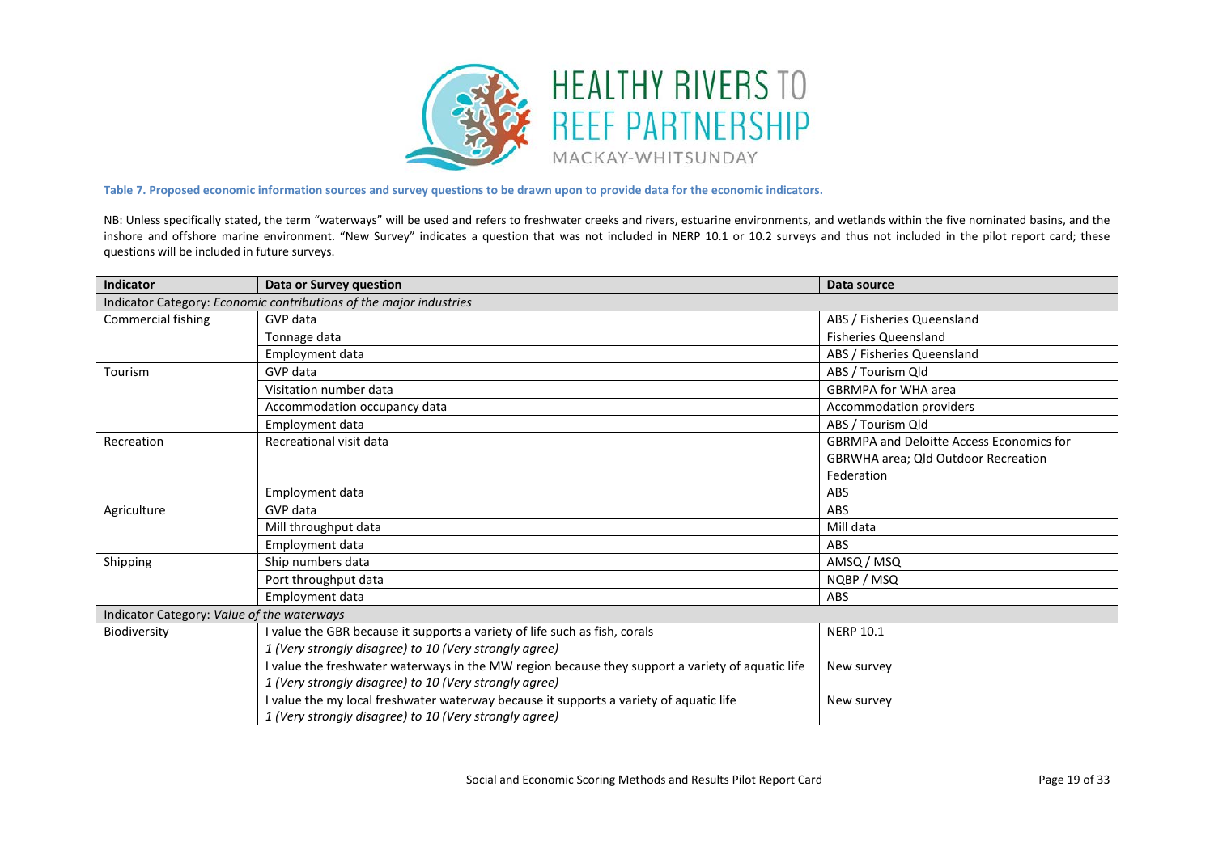**Table 7. Proposed economic information sources and survey questions to be drawn upon to provide data for the economic indicators.**

NB: Unless specifically stated, the term "waterways" will be used and refers to freshwater creeks and rivers, estuarine environments, and wetlands within the five nominated basins, and the inshore and offshore marine environment. "New Survey" indicates a question that was not included in NERP 10.1 or 10.2 surveys and thus not included in the pilot report card; these questions will be included in future surveys.

| Indicator | Data or Survey question | Data source |
|---|---|---|
| Indicator Category: *Economic contributions of the major industries* | | |
| Commercial fishing | GVP data | ABS / Fisheries Queensland |
| | Tonnage data | Fisheries Queensland |
| | Employment data | ABS / Fisheries Queensland |
| Tourism | GVP data | ABS / Tourism Qld |
| | Visitation number data | GBRMPA for WHA area |
| | Accommodation occupancy data | Accommodation providers |
| | Employment data | ABS / Tourism Qld |
| Recreation | Recreational visit data | GBRMPA and Deloitte Access Economics for GBRWHA area; Qld Outdoor Recreation Federation |
| | Employment data | ABS |
| Agriculture | GVP data | ABS |
| | Mill throughput data | Mill data |
| | Employment data | ABS |
| Shipping | Ship numbers data | AMSQ / MSQ |
| | Port throughput data | NQBP / MSQ |
| | Employment data | ABS |
| Indicator Category: *Value of the waterways* | | |
| Biodiversity | I value the GBR because it supports a variety of life such as fish, corals<br>*1 (Very strongly disagree) to 10 (Very strongly agree)* | NERP 10.1 |
| | I value the freshwater waterways in the MW region because they support a variety of aquatic life<br>*1 (Very strongly disagree) to 10 (Very strongly agree)* | New survey |
| | I value the my local freshwater waterway because it supports a variety of aquatic life<br>*1 (Very strongly disagree) to 10 (Very strongly agree)* | New survey |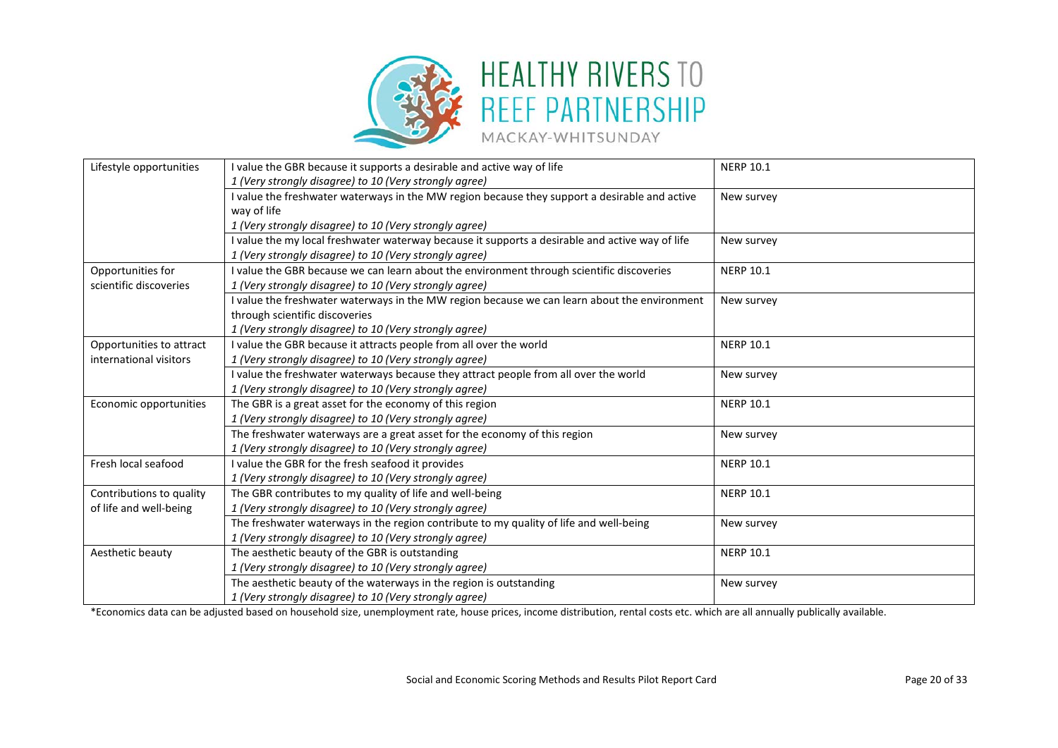| Lifestyle opportunities | I value the GBR because it supports a desirable and active way of life<br>*1 (Very strongly disagree) to 10 (Very strongly agree)* | NERP 10.1 |
|---|---|---|
| | I value the freshwater waterways in the MW region because they support a desirable and active way of life<br>*1 (Very strongly disagree) to 10 (Very strongly agree)* | New survey |
| | I value the my local freshwater waterway because it supports a desirable and active way of life<br>*1 (Very strongly disagree) to 10 (Very strongly agree)* | New survey |
| Opportunities for scientific discoveries | I value the GBR because we can learn about the environment through scientific discoveries<br>*1 (Very strongly disagree) to 10 (Very strongly agree)* | NERP 10.1 |
| | I value the freshwater waterways in the MW region because we can learn about the environment through scientific discoveries<br>*1 (Very strongly disagree) to 10 (Very strongly agree)* | New survey |
| Opportunities to attract international visitors | I value the GBR because it attracts people from all over the world<br>*1 (Very strongly disagree) to 10 (Very strongly agree)* | NERP 10.1 |
| | I value the freshwater waterways because they attract people from all over the world<br>*1 (Very strongly disagree) to 10 (Very strongly agree)* | New survey |
| Economic opportunities | The GBR is a great asset for the economy of this region<br>*1 (Very strongly disagree) to 10 (Very strongly agree)* | NERP 10.1 |
| | The freshwater waterways are a great asset for the economy of this region<br>*1 (Very strongly disagree) to 10 (Very strongly agree)* | New survey |
| Fresh local seafood | I value the GBR for the fresh seafood it provides<br>*1 (Very strongly disagree) to 10 (Very strongly agree)* | NERP 10.1 |
| Contributions to quality of life and well-being | The GBR contributes to my quality of life and well-being<br>*1 (Very strongly disagree) to 10 (Very strongly agree)* | NERP 10.1 |
| | The freshwater waterways in the region contribute to my quality of life and well-being<br>*1 (Very strongly disagree) to 10 (Very strongly agree)* | New survey |
| Aesthetic beauty | The aesthetic beauty of the GBR is outstanding<br>*1 (Very strongly disagree) to 10 (Very strongly agree)* | NERP 10.1 |
| | The aesthetic beauty of the waterways in the region is outstanding<br>*1 (Very strongly disagree) to 10 (Very strongly agree)* | New survey |

*Economics data can be adjusted based on household size, unemployment rate, house prices, income distribution, rental costs etc. which are all annually publically available.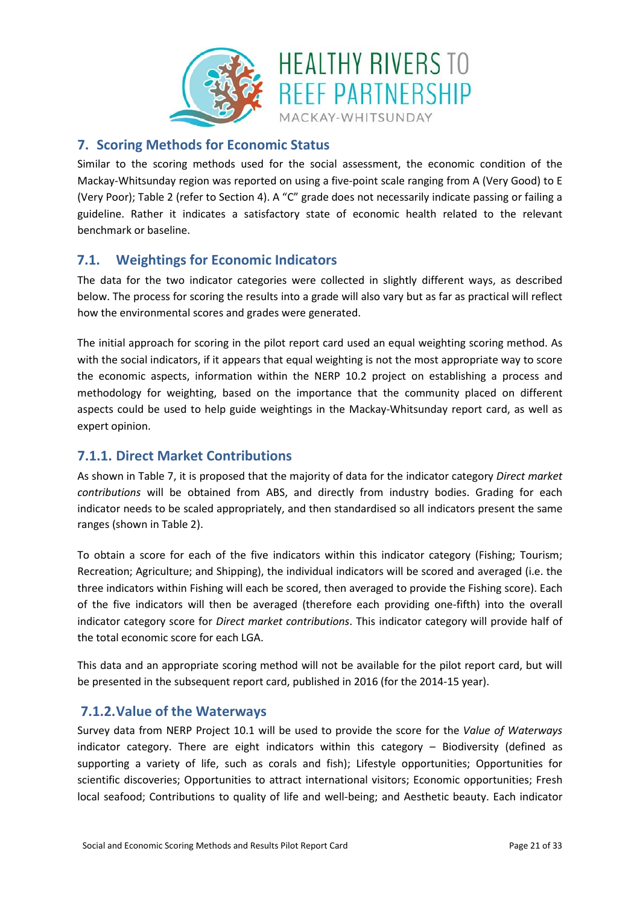## 7. Scoring Methods for Economic Status

Similar to the scoring methods used for the social assessment, the economic condition of the Mackay-Whitsunday region was reported on using a five-point scale ranging from A (Very Good) to E (Very Poor); Table 2 (refer to Section 4). A "C" grade does not necessarily indicate passing or failing a guideline. Rather it indicates a satisfactory state of economic health related to the relevant benchmark or baseline.

### 7.1. Weightings for Economic Indicators

The data for the two indicator categories were collected in slightly different ways, as described below. The process for scoring the results into a grade will also vary but as far as practical will reflect how the environmental scores and grades were generated.

The initial approach for scoring in the pilot report card used an equal weighting scoring method. As with the social indicators, if it appears that equal weighting is not the most appropriate way to score the economic aspects, information within the NERP 10.2 project on establishing a process and methodology for weighting, based on the importance that the community placed on different aspects could be used to help guide weightings in the Mackay-Whitsunday report card, as well as expert opinion.

#### 7.1.1. Direct Market Contributions

As shown in Table 7, it is proposed that the majority of data for the indicator category *Direct market contributions* will be obtained from ABS, and directly from industry bodies. Grading for each indicator needs to be scaled appropriately, and then standardised so all indicators present the same ranges (shown in Table 2).

To obtain a score for each of the five indicators within this indicator category (Fishing; Tourism; Recreation; Agriculture; and Shipping), the individual indicators will be scored and averaged (i.e. the three indicators within Fishing will each be scored, then averaged to provide the Fishing score). Each of the five indicators will then be averaged (therefore each providing one-fifth) into the overall indicator category score for *Direct market contributions*. This indicator category will provide half of the total economic score for each LGA.

This data and an appropriate scoring method will not be available for the pilot report card, but will be presented in the subsequent report card, published in 2016 (for the 2014-15 year).

#### 7.1.2. Value of the Waterways

Survey data from NERP Project 10.1 will be used to provide the score for the *Value of Waterways* indicator category. There are eight indicators within this category – Biodiversity (defined as supporting a variety of life, such as corals and fish); Lifestyle opportunities; Opportunities for scientific discoveries; Opportunities to attract international visitors; Economic opportunities; Fresh local seafood; Contributions to quality of life and well-being; and Aesthetic beauty. Each indicator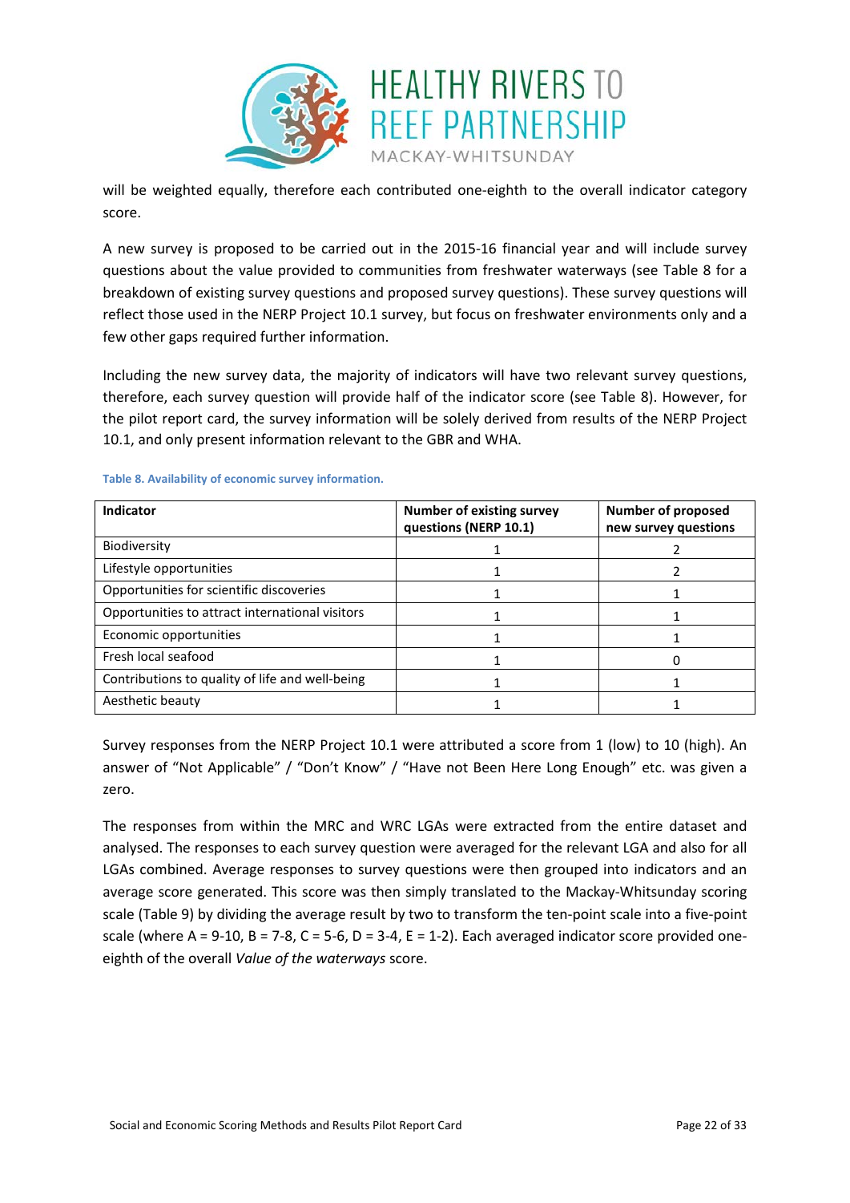will be weighted equally, therefore each contributed one-eighth to the overall indicator category score.

A new survey is proposed to be carried out in the 2015-16 financial year and will include survey questions about the value provided to communities from freshwater waterways (see Table 8 for a breakdown of existing survey questions and proposed survey questions). These survey questions will reflect those used in the NERP Project 10.1 survey, but focus on freshwater environments only and a few other gaps required further information.

Including the new survey data, the majority of indicators will have two relevant survey questions, therefore, each survey question will provide half of the indicator score (see Table 8). However, for the pilot report card, the survey information will be solely derived from results of the NERP Project 10.1, and only present information relevant to the GBR and WHA.

**Table 8. Availability of economic survey information.**

| Indicator | Number of existing survey questions (NERP 10.1) | Number of proposed new survey questions |
|---|---|---|
| Biodiversity | 1 | 2 |
| Lifestyle opportunities | 1 | 2 |
| Opportunities for scientific discoveries | 1 | 1 |
| Opportunities to attract international visitors | 1 | 1 |
| Economic opportunities | 1 | 1 |
| Fresh local seafood | 1 | 0 |
| Contributions to quality of life and well-being | 1 | 1 |
| Aesthetic beauty | 1 | 1 |

Survey responses from the NERP Project 10.1 were attributed a score from 1 (low) to 10 (high). An answer of "Not Applicable" / "Don't Know" / "Have not Been Here Long Enough" etc. was given a zero.

The responses from within the MRC and WRC LGAs were extracted from the entire dataset and analysed. The responses to each survey question were averaged for the relevant LGA and also for all LGAs combined. Average responses to survey questions were then grouped into indicators and an average score generated. This score was then simply translated to the Mackay-Whitsunday scoring scale (Table 9) by dividing the average result by two to transform the ten-point scale into a five-point scale (where A = 9-10, B = 7-8, C = 5-6, D = 3-4, E = 1-2). Each averaged indicator score provided one-eighth of the overall *Value of the waterways* score.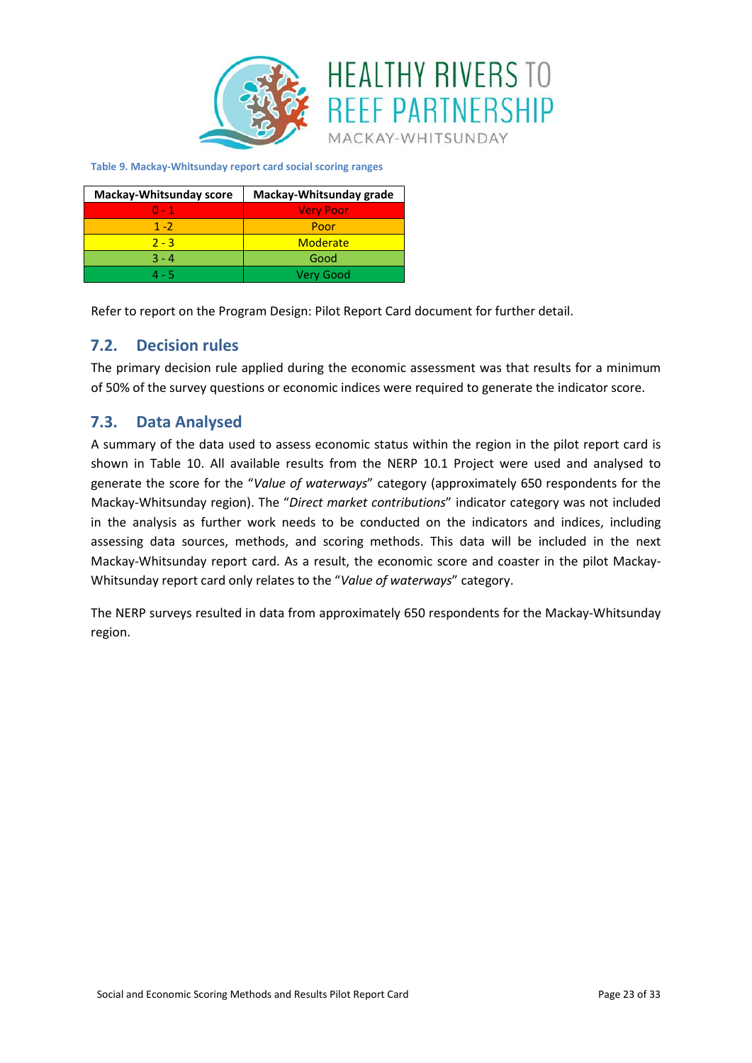**Table 9. Mackay-Whitsunday report card social scoring ranges**

| Mackay-Whitsunday score | Mackay-Whitsunday grade |
|---|---|
| 0 - 1 | Very Poor |
| 1 -2 | Poor |
| 2 - 3 | Moderate |
| 3 - 4 | Good |
| 4 - 5 | Very Good |

Refer to report on the Program Design: Pilot Report Card document for further detail.

## 7.2. Decision rules

The primary decision rule applied during the economic assessment was that results for a minimum of 50% of the survey questions or economic indices were required to generate the indicator score.

## 7.3. Data Analysed

A summary of the data used to assess economic status within the region in the pilot report card is shown in Table 10. All available results from the NERP 10.1 Project were used and analysed to generate the score for the "*Value of waterways*" category (approximately 650 respondents for the Mackay-Whitsunday region). The "*Direct market contributions*" indicator category was not included in the analysis as further work needs to be conducted on the indicators and indices, including assessing data sources, methods, and scoring methods. This data will be included in the next Mackay-Whitsunday report card. As a result, the economic score and coaster in the pilot Mackay-Whitsunday report card only relates to the "*Value of waterways*" category.

The NERP surveys resulted in data from approximately 650 respondents for the Mackay-Whitsunday region.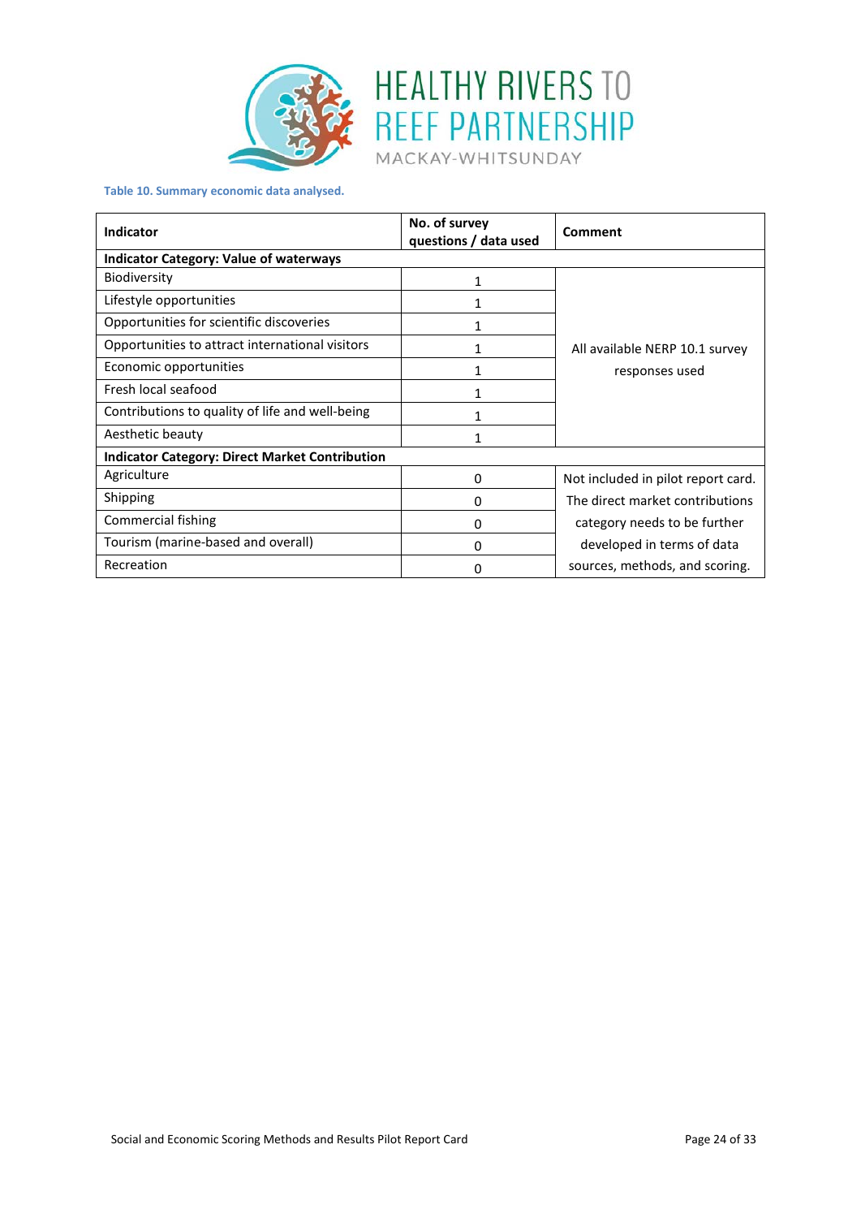**Table 10. Summary economic data analysed.**

| Indicator | No. of survey questions / data used | Comment |
|---|---|---|
| **Indicator Category: Value of waterways** | | |
| Biodiversity | 1 | All available NERP 10.1 survey responses used |
| Lifestyle opportunities | 1 | |
| Opportunities for scientific discoveries | 1 | |
| Opportunities to attract international visitors | 1 | |
| Economic opportunities | 1 | |
| Fresh local seafood | 1 | |
| Contributions to quality of life and well-being | 1 | |
| Aesthetic beauty | 1 | |
| **Indicator Category: Direct Market Contribution** | | |
| Agriculture | 0 | Not included in pilot report card. The direct market contributions category needs to be further developed in terms of data sources, methods, and scoring. |
| Shipping | 0 | |
| Commercial fishing | 0 | |
| Tourism (marine-based and overall) | 0 | |
| Recreation | 0 | |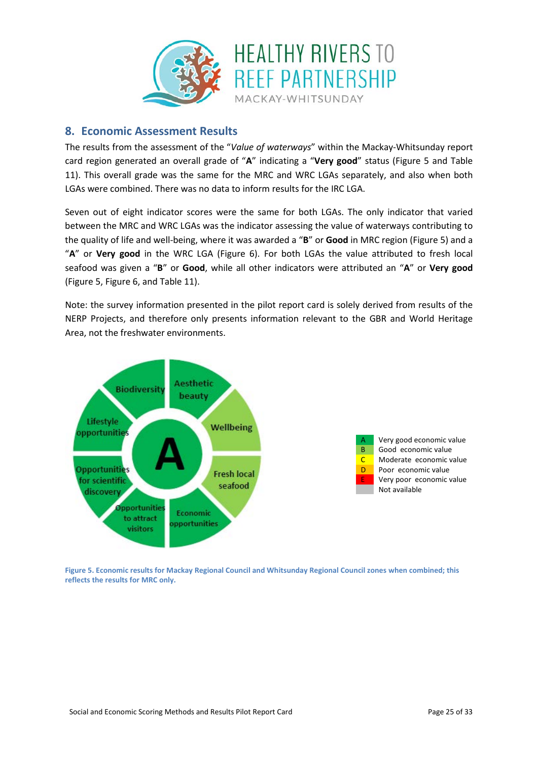## 8. Economic Assessment Results

The results from the assessment of the "*Value of waterways*" within the Mackay-Whitsunday report card region generated an overall grade of "**A**" indicating a "**Very good**" status (Figure 5 and Table 11). This overall grade was the same for the MRC and WRC LGAs separately, and also when both LGAs were combined. There was no data to inform results for the IRC LGA.

Seven out of eight indicator scores were the same for both LGAs. The only indicator that varied between the MRC and WRC LGAs was the indicator assessing the value of waterways contributing to the quality of life and well-being, where it was awarded a "**B**" or **Good** in MRC region (Figure 5) and a "**A**" or **Very good** in the WRC LGA (Figure 6). For both LGAs the value attributed to fresh local seafood was given a "**B**" or **Good**, while all other indicators were attributed an "**A**" or **Very good** (Figure 5, Figure 6, and Table 11).

Note: the survey information presented in the pilot report card is solely derived from results of the NERP Projects, and therefore only presents information relevant to the GBR and World Heritage Area, not the freshwater environments.

| Segment | Grade |
|---|---|
| Overall | A |
| Biodiversity | A |
| Aesthetic beauty | A |
| Wellbeing | B |
| Fresh local seafood | B |
| Economic opportunities | A |
| Opportunities to attract visitors | A |
| Opportunities for scientific discovery | A |
| Lifestyle opportunities | A |

| Grade | Description |
|---|---|
| A | Very good economic value |
| B | Good economic value |
| C | Moderate economic value |
| D | Poor economic value |
| E | Very poor economic value |
| | Not available |

**Figure 5. Economic results for Mackay Regional Council and Whitsunday Regional Council zones when combined; this reflects the results for MRC only.**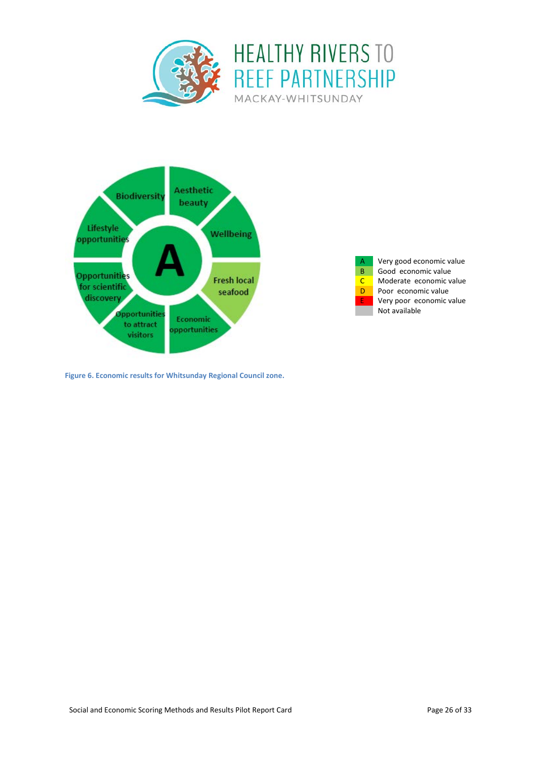| Biodiversity | Aesthetic beauty | Wellbeing | Fresh local seafood | Economic opportunities | Opportunities to attract visitors | Opportunities for scientific discovery | Lifestyle opportunities | Overall |
|---|---|---|---|---|---|---|---|---|
| | | | | | | | | A |

| Grade | Description |
|---|---|
| A | Very good economic value |
| B | Good economic value |
| C | Moderate economic value |
| D | Poor economic value |
| E | Very poor economic value |
| | Not available |

Figure 6. Economic results for Whitsunday Regional Council zone.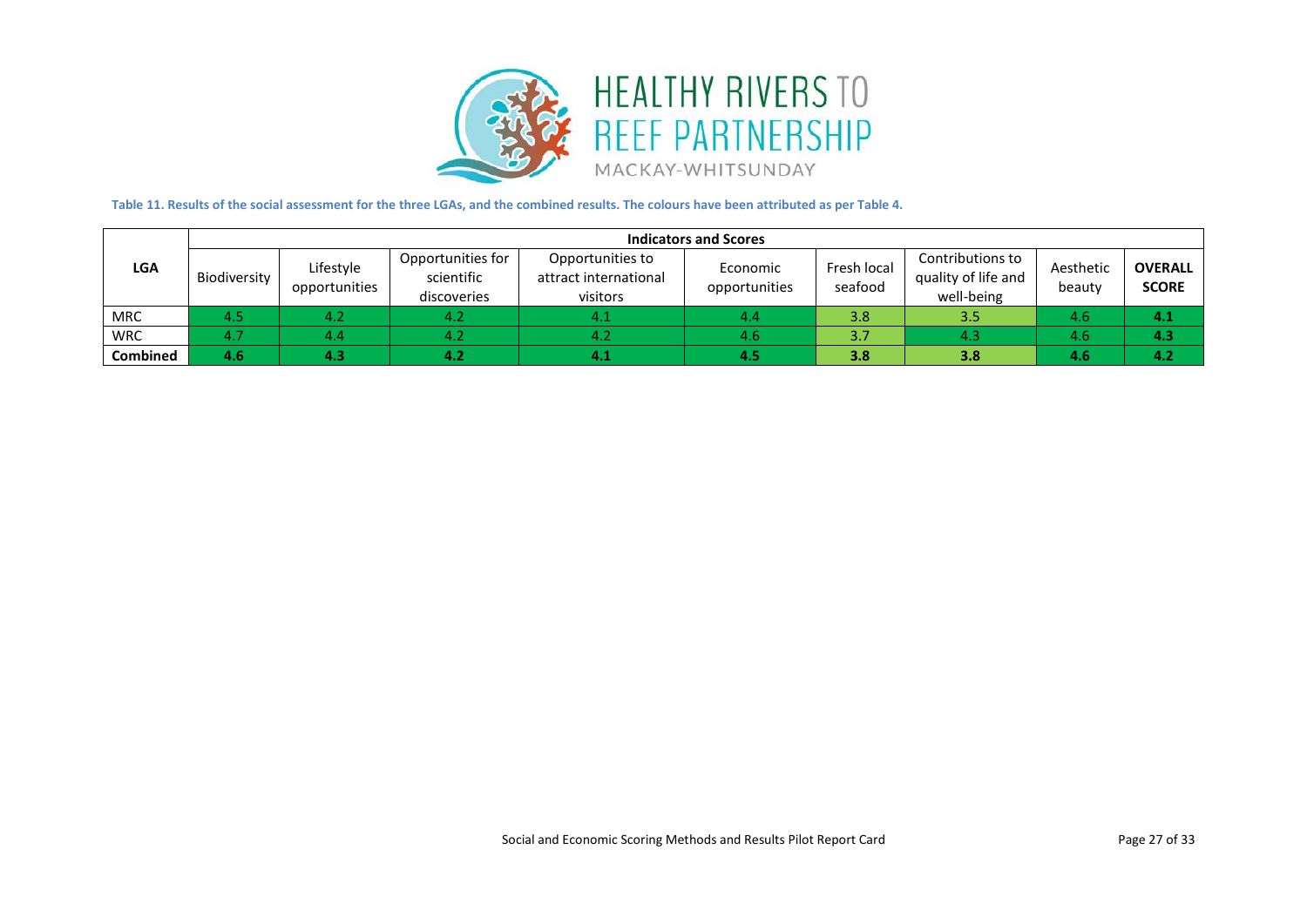**Table 11. Results of the social assessment for the three LGAs, and the combined results. The colours have been attributed as per Table 4.**

| LGA | Indicators and Scores | | | | | | | | |
|---|---|---|---|---|---|---|---|---|---|
| | Biodiversity | Lifestyle opportunities | Opportunities for scientific discoveries | Opportunities to attract international visitors | Economic opportunities | Fresh local seafood | Contributions to quality of life and well-being | Aesthetic beauty | **OVERALL SCORE** |
| MRC | 4.5 | 4.2 | 4.2 | 4.1 | 4.4 | 3.8 | 3.5 | 4.6 | **4.1** |
| WRC | 4.7 | 4.4 | 4.2 | 4.2 | 4.6 | 3.7 | 4.3 | 4.6 | **4.3** |
| **Combined** | **4.6** | **4.3** | **4.2** | **4.1** | **4.5** | **3.8** | **3.8** | **4.6** | **4.2** |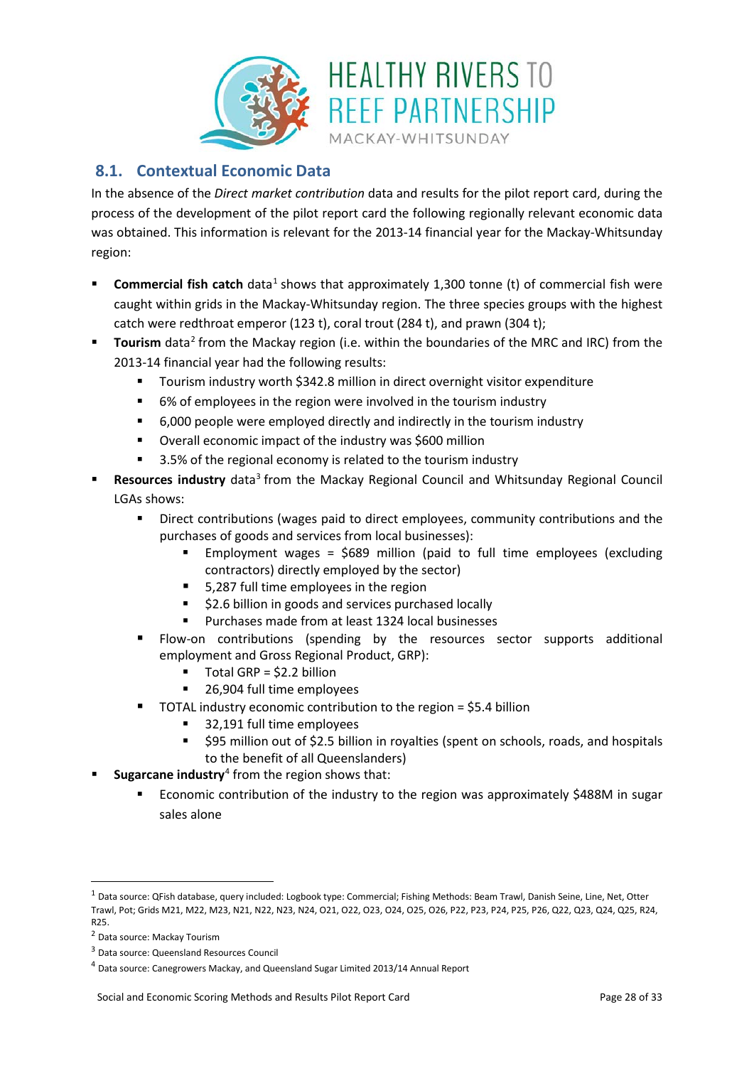## 8.1. Contextual Economic Data

In the absence of the *Direct market contribution* data and results for the pilot report card, during the process of the development of the pilot report card the following regionally relevant economic data was obtained. This information is relevant for the 2013-14 financial year for the Mackay-Whitsunday region:

- **Commercial fish catch** data[1] shows that approximately 1,300 tonne (t) of commercial fish were caught within grids in the Mackay-Whitsunday region. The three species groups with the highest catch were redthroat emperor (123 t), coral trout (284 t), and prawn (304 t);
- **Tourism** data[2] from the Mackay region (i.e. within the boundaries of the MRC and IRC) from the 2013-14 financial year had the following results:
  - Tourism industry worth $342.8 million in direct overnight visitor expenditure
  - 6% of employees in the region were involved in the tourism industry
  - 6,000 people were employed directly and indirectly in the tourism industry
  - Overall economic impact of the industry was $600 million
  - 3.5% of the regional economy is related to the tourism industry
- **Resources industry** data[3] from the Mackay Regional Council and Whitsunday Regional Council LGAs shows:
  - Direct contributions (wages paid to direct employees, community contributions and the purchases of goods and services from local businesses):
    - Employment wages = $689 million (paid to full time employees (excluding contractors) directly employed by the sector)
    - 5,287 full time employees in the region
    - $2.6 billion in goods and services purchased locally
    - Purchases made from at least 1324 local businesses
  - Flow-on contributions (spending by the resources sector supports additional employment and Gross Regional Product, GRP):
    - Total GRP = $2.2 billion
    - 26,904 full time employees
  - TOTAL industry economic contribution to the region = $5.4 billion
    - 32,191 full time employees
    - $95 million out of $2.5 billion in royalties (spent on schools, roads, and hospitals to the benefit of all Queenslanders)
- **Sugarcane industry**[4] from the region shows that:
  - Economic contribution of the industry to the region was approximately $488M in sugar sales alone

---

[1] Data source: QFish database, query included: Logbook type: Commercial; Fishing Methods: Beam Trawl, Danish Seine, Line, Net, Otter Trawl, Pot; Grids M21, M22, M23, N21, N22, N23, N24, O21, O22, O23, O24, O25, O26, P22, P23, P24, P25, P26, Q22, Q23, Q24, Q25, R24, R25.

[2] Data source: Mackay Tourism

[3] Data source: Queensland Resources Council

[4] Data source: Canegrowers Mackay, and Queensland Sugar Limited 2013/14 Annual Report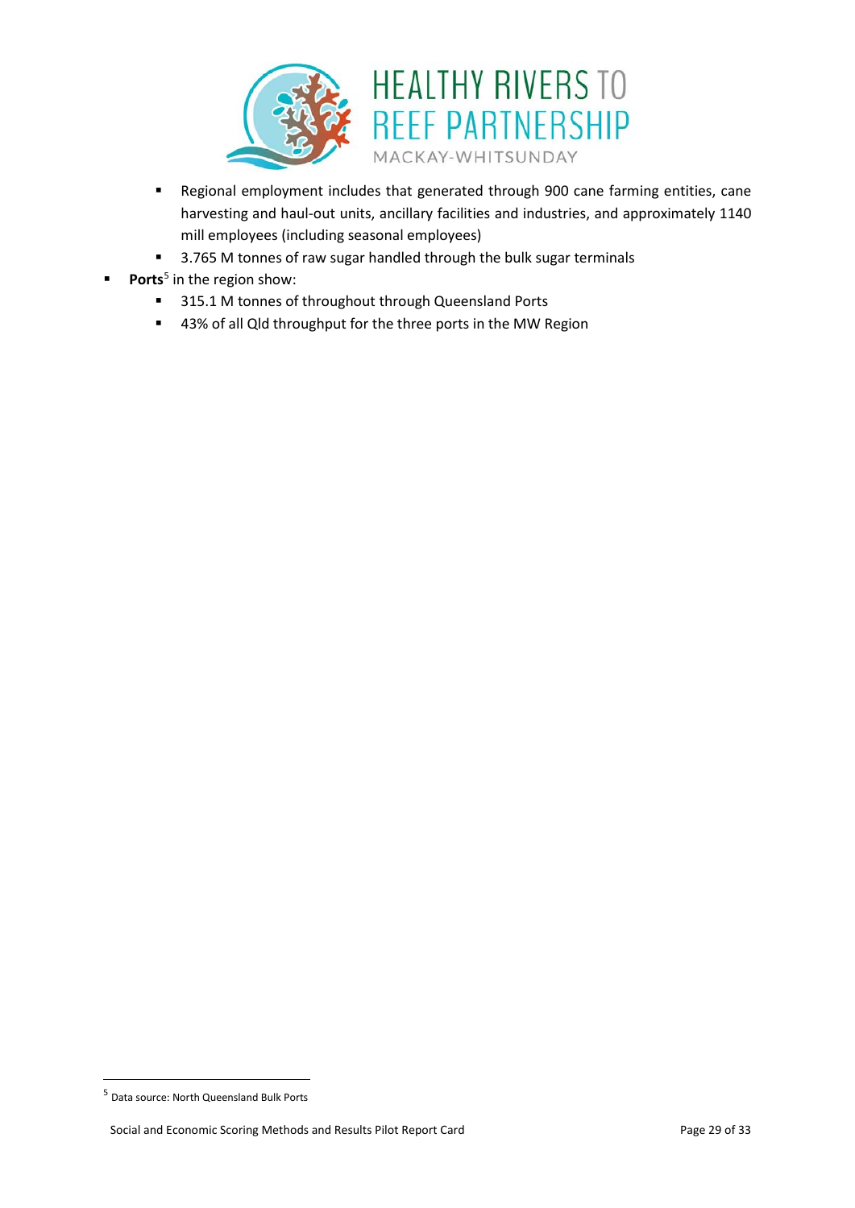- Regional employment includes that generated through 900 cane farming entities, cane harvesting and haul-out units, ancillary facilities and industries, and approximately 1140 mill employees (including seasonal employees)
  - 3.765 M tonnes of raw sugar handled through the bulk sugar terminals
- **Ports**[5] in the region show:
  - 315.1 M tonnes of throughout through Queensland Ports
  - 43% of all Qld throughput for the three ports in the MW Region

[5] Data source: North Queensland Bulk Ports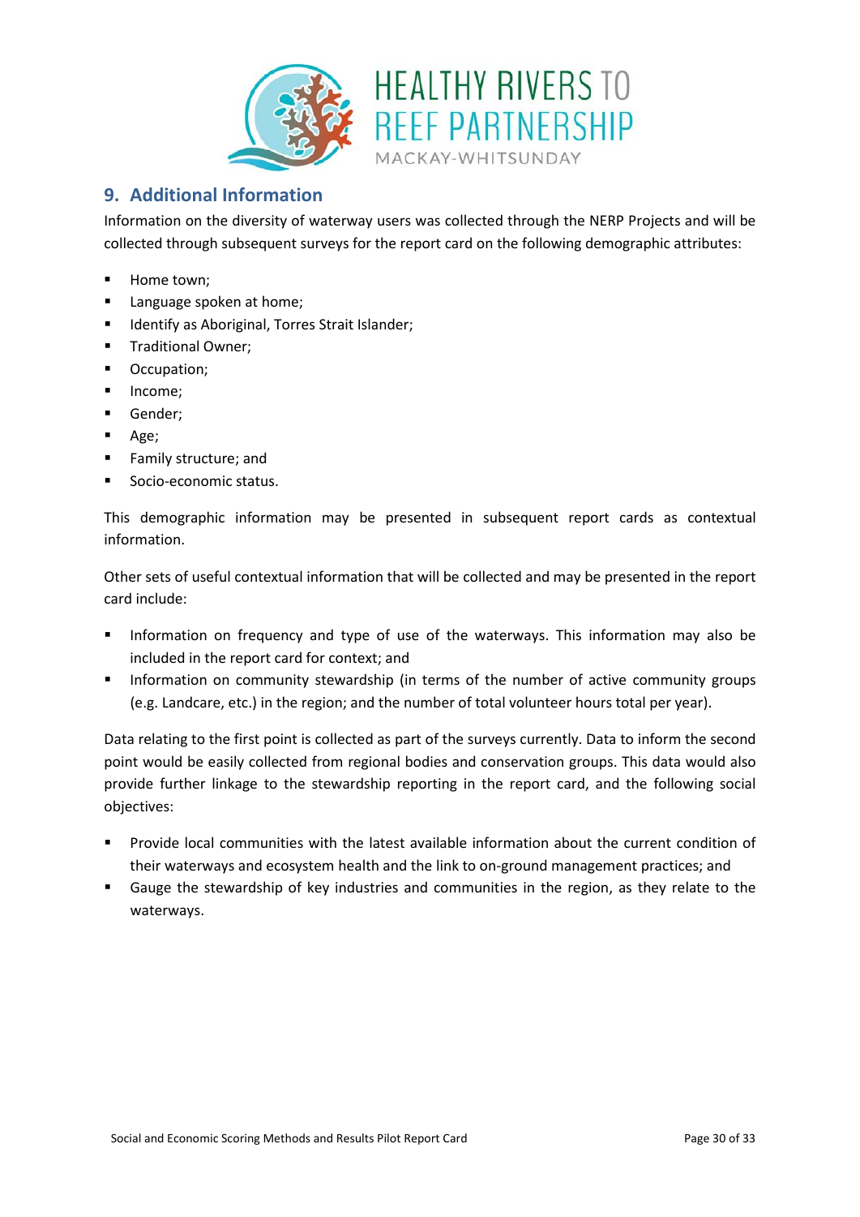## 9. Additional Information

Information on the diversity of waterway users was collected through the NERP Projects and will be collected through subsequent surveys for the report card on the following demographic attributes:

- Home town;
- Language spoken at home;
- Identify as Aboriginal, Torres Strait Islander;
- Traditional Owner;
- Occupation;
- Income;
- Gender;
- Age;
- Family structure; and
- Socio-economic status.

This demographic information may be presented in subsequent report cards as contextual information.

Other sets of useful contextual information that will be collected and may be presented in the report card include:

- Information on frequency and type of use of the waterways. This information may also be included in the report card for context; and
- Information on community stewardship (in terms of the number of active community groups (e.g. Landcare, etc.) in the region; and the number of total volunteer hours total per year).

Data relating to the first point is collected as part of the surveys currently. Data to inform the second point would be easily collected from regional bodies and conservation groups. This data would also provide further linkage to the stewardship reporting in the report card, and the following social objectives:

- Provide local communities with the latest available information about the current condition of their waterways and ecosystem health and the link to on-ground management practices; and
- Gauge the stewardship of key industries and communities in the region, as they relate to the waterways.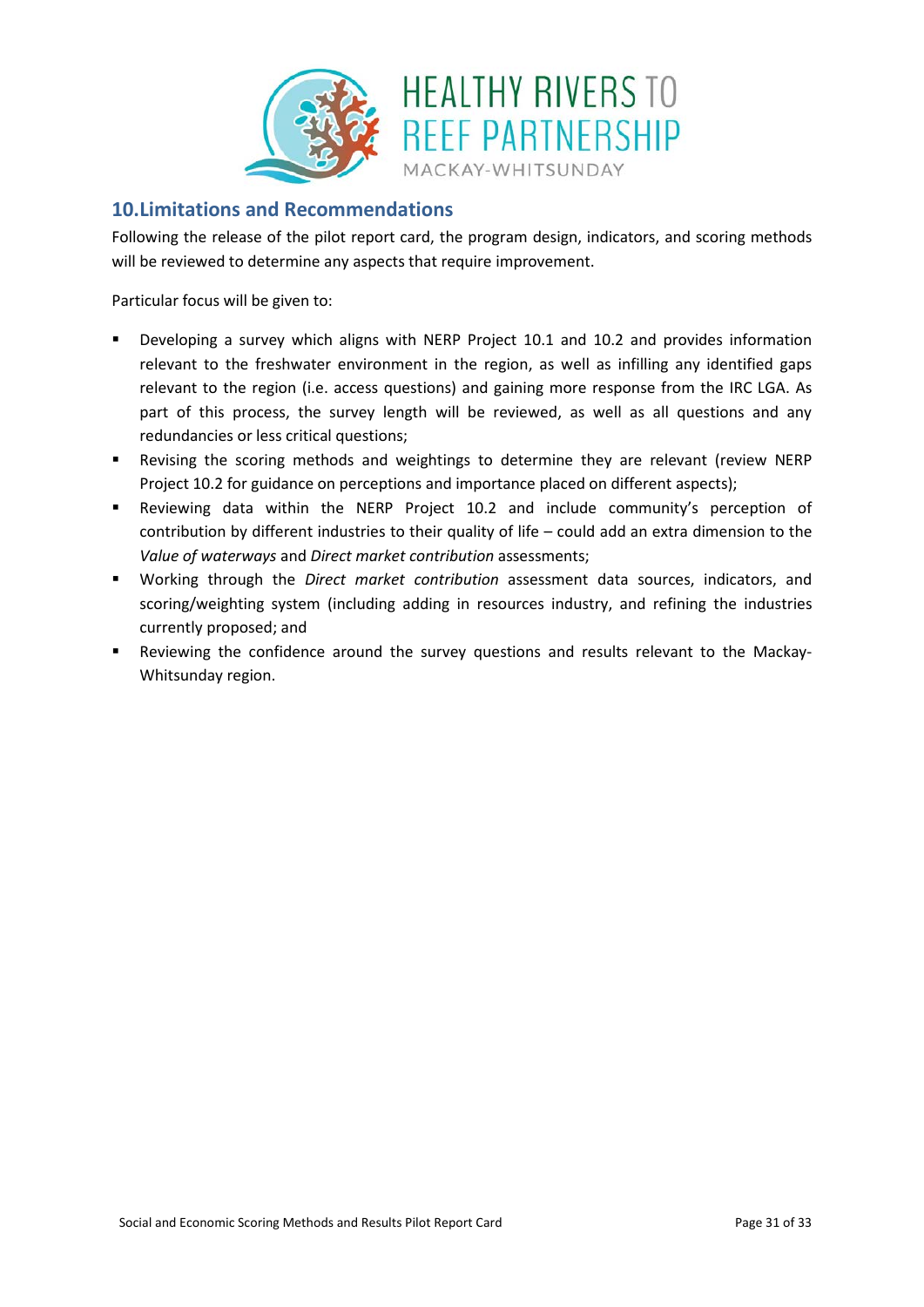## 10. Limitations and Recommendations

Following the release of the pilot report card, the program design, indicators, and scoring methods will be reviewed to determine any aspects that require improvement.

Particular focus will be given to:

- Developing a survey which aligns with NERP Project 10.1 and 10.2 and provides information relevant to the freshwater environment in the region, as well as infilling any identified gaps relevant to the region (i.e. access questions) and gaining more response from the IRC LGA. As part of this process, the survey length will be reviewed, as well as all questions and any redundancies or less critical questions;
- Revising the scoring methods and weightings to determine they are relevant (review NERP Project 10.2 for guidance on perceptions and importance placed on different aspects);
- Reviewing data within the NERP Project 10.2 and include community's perception of contribution by different industries to their quality of life – could add an extra dimension to the *Value of waterways* and *Direct market contribution* assessments;
- Working through the *Direct market contribution* assessment data sources, indicators, and scoring/weighting system (including adding in resources industry, and refining the industries currently proposed; and
- Reviewing the confidence around the survey questions and results relevant to the Mackay-Whitsunday region.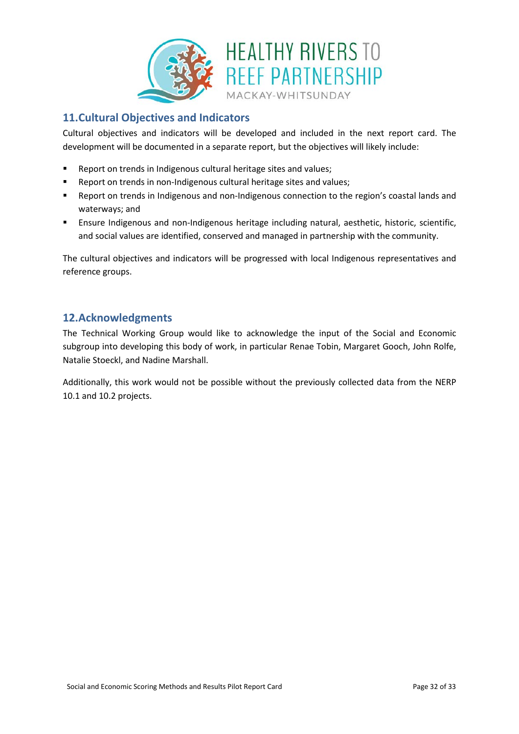## 11. Cultural Objectives and Indicators

Cultural objectives and indicators will be developed and included in the next report card. The development will be documented in a separate report, but the objectives will likely include:

- Report on trends in Indigenous cultural heritage sites and values;
- Report on trends in non-Indigenous cultural heritage sites and values;
- Report on trends in Indigenous and non-Indigenous connection to the region's coastal lands and waterways; and
- Ensure Indigenous and non-Indigenous heritage including natural, aesthetic, historic, scientific, and social values are identified, conserved and managed in partnership with the community.

The cultural objectives and indicators will be progressed with local Indigenous representatives and reference groups.

## 12. Acknowledgments

The Technical Working Group would like to acknowledge the input of the Social and Economic subgroup into developing this body of work, in particular Renae Tobin, Margaret Gooch, John Rolfe, Natalie Stoeckl, and Nadine Marshall.

Additionally, this work would not be possible without the previously collected data from the NERP 10.1 and 10.2 projects.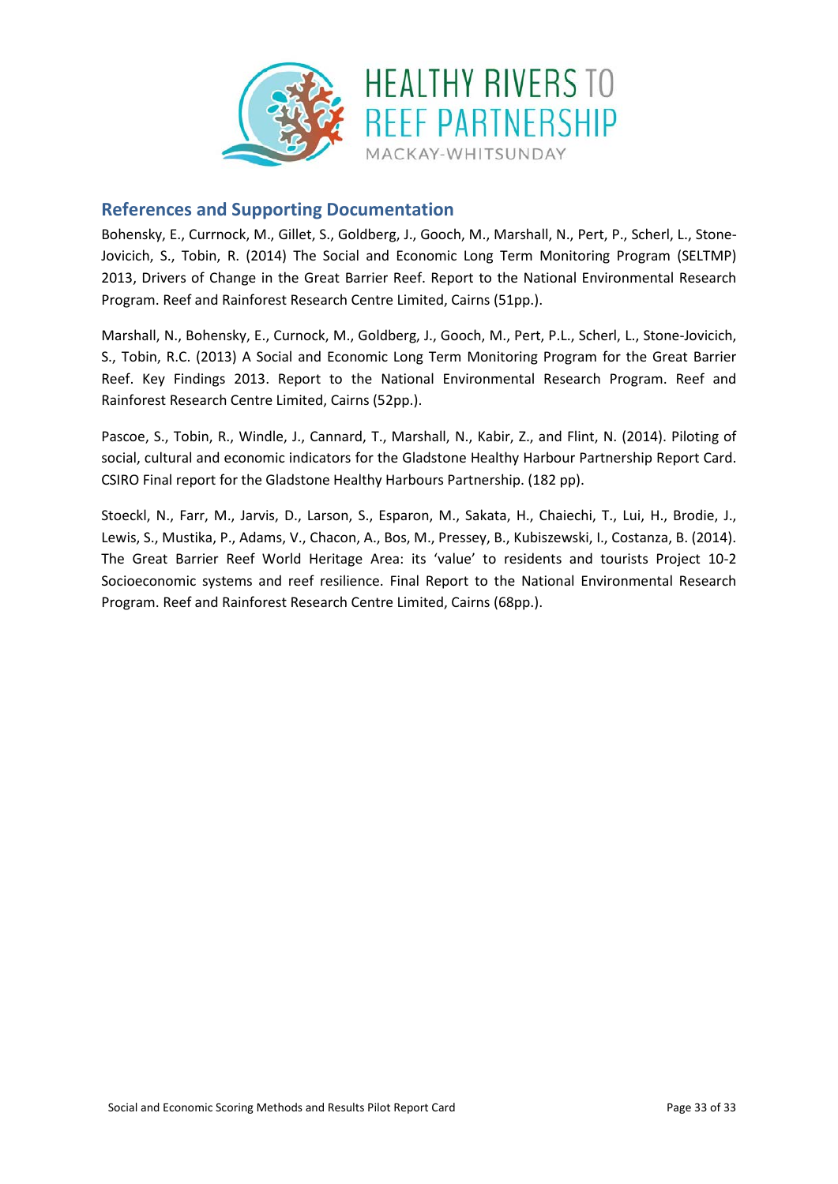## References and Supporting Documentation

Bohensky, E., Currnock, M., Gillet, S., Goldberg, J., Gooch, M., Marshall, N., Pert, P., Scherl, L., Stone-Jovicich, S., Tobin, R. (2014) The Social and Economic Long Term Monitoring Program (SELTMP) 2013, Drivers of Change in the Great Barrier Reef. Report to the National Environmental Research Program. Reef and Rainforest Research Centre Limited, Cairns (51pp.).

Marshall, N., Bohensky, E., Curnock, M., Goldberg, J., Gooch, M., Pert, P.L., Scherl, L., Stone-Jovicich, S., Tobin, R.C. (2013) A Social and Economic Long Term Monitoring Program for the Great Barrier Reef. Key Findings 2013. Report to the National Environmental Research Program. Reef and Rainforest Research Centre Limited, Cairns (52pp.).

Pascoe, S., Tobin, R., Windle, J., Cannard, T., Marshall, N., Kabir, Z., and Flint, N. (2014). Piloting of social, cultural and economic indicators for the Gladstone Healthy Harbour Partnership Report Card. CSIRO Final report for the Gladstone Healthy Harbours Partnership. (182 pp).

Stoeckl, N., Farr, M., Jarvis, D., Larson, S., Esparon, M., Sakata, H., Chaiechi, T., Lui, H., Brodie, J., Lewis, S., Mustika, P., Adams, V., Chacon, A., Bos, M., Pressey, B., Kubiszewski, I., Costanza, B. (2014). The Great Barrier Reef World Heritage Area: its 'value' to residents and tourists Project 10-2 Socioeconomic systems and reef resilience. Final Report to the National Environmental Research Program. Reef and Rainforest Research Centre Limited, Cairns (68pp.).